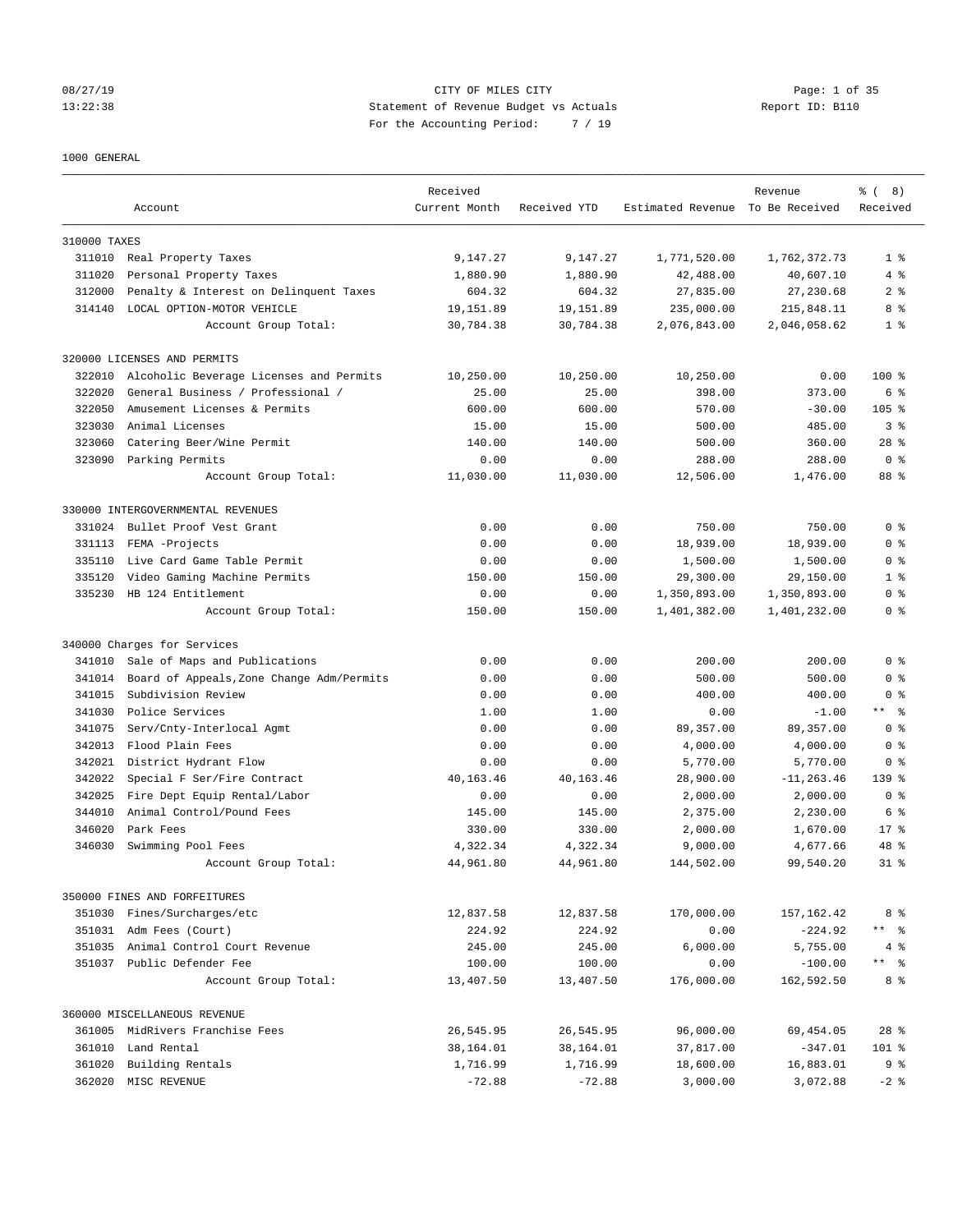08/27/19 CITY OF MILES CITY
13:22:38 Statement of Revenue Budget vs Actuals Report ID: B110
For the Accounting Period: 7 / 19

1000 GENERAL

| Account | | Received Current Month | Received YTD | Estimated Revenue | Revenue To Be Received | % ( 8) Received |
|---|---|---|---|---|---|---|
| **310000 TAXES** | | | | | | |
| 311010 | Real Property Taxes | 9,147.27 | 9,147.27 | 1,771,520.00 | 1,762,372.73 | 1 % |
| 311020 | Personal Property Taxes | 1,880.90 | 1,880.90 | 42,488.00 | 40,607.10 | 4 % |
| 312000 | Penalty & Interest on Delinquent Taxes | 604.32 | 604.32 | 27,835.00 | 27,230.68 | 2 % |
| 314140 | LOCAL OPTION-MOTOR VEHICLE | 19,151.89 | 19,151.89 | 235,000.00 | 215,848.11 | 8 % |
| | Account Group Total: | 30,784.38 | 30,784.38 | 2,076,843.00 | 2,046,058.62 | 1 % |
| **320000 LICENSES AND PERMITS** | | | | | | |
| 322010 | Alcoholic Beverage Licenses and Permits | 10,250.00 | 10,250.00 | 10,250.00 | 0.00 | 100 % |
| 322020 | General Business / Professional / | 25.00 | 25.00 | 398.00 | 373.00 | 6 % |
| 322050 | Amusement Licenses & Permits | 600.00 | 600.00 | 570.00 | -30.00 | 105 % |
| 323030 | Animal Licenses | 15.00 | 15.00 | 500.00 | 485.00 | 3 % |
| 323060 | Catering Beer/Wine Permit | 140.00 | 140.00 | 500.00 | 360.00 | 28 % |
| 323090 | Parking Permits | 0.00 | 0.00 | 288.00 | 288.00 | 0 % |
| | Account Group Total: | 11,030.00 | 11,030.00 | 12,506.00 | 1,476.00 | 88 % |
| **330000 INTERGOVERNMENTAL REVENUES** | | | | | | |
| 331024 | Bullet Proof Vest Grant | 0.00 | 0.00 | 750.00 | 750.00 | 0 % |
| 331113 | FEMA -Projects | 0.00 | 0.00 | 18,939.00 | 18,939.00 | 0 % |
| 335110 | Live Card Game Table Permit | 0.00 | 0.00 | 1,500.00 | 1,500.00 | 0 % |
| 335120 | Video Gaming Machine Permits | 150.00 | 150.00 | 29,300.00 | 29,150.00 | 1 % |
| 335230 | HB 124 Entitlement | 0.00 | 0.00 | 1,350,893.00 | 1,350,893.00 | 0 % |
| | Account Group Total: | 150.00 | 150.00 | 1,401,382.00 | 1,401,232.00 | 0 % |
| **340000 Charges for Services** | | | | | | |
| 341010 | Sale of Maps and Publications | 0.00 | 0.00 | 200.00 | 200.00 | 0 % |
| 341014 | Board of Appeals,Zone Change Adm/Permits | 0.00 | 0.00 | 500.00 | 500.00 | 0 % |
| 341015 | Subdivision Review | 0.00 | 0.00 | 400.00 | 400.00 | 0 % |
| 341030 | Police Services | 1.00 | 1.00 | 0.00 | -1.00 | ** % |
| 341075 | Serv/Cnty-Interlocal Agmt | 0.00 | 0.00 | 89,357.00 | 89,357.00 | 0 % |
| 342013 | Flood Plain Fees | 0.00 | 0.00 | 4,000.00 | 4,000.00 | 0 % |
| 342021 | District Hydrant Flow | 0.00 | 0.00 | 5,770.00 | 5,770.00 | 0 % |
| 342022 | Special F Ser/Fire Contract | 40,163.46 | 40,163.46 | 28,900.00 | -11,263.46 | 139 % |
| 342025 | Fire Dept Equip Rental/Labor | 0.00 | 0.00 | 2,000.00 | 2,000.00 | 0 % |
| 344010 | Animal Control/Pound Fees | 145.00 | 145.00 | 2,375.00 | 2,230.00 | 6 % |
| 346020 | Park Fees | 330.00 | 330.00 | 2,000.00 | 1,670.00 | 17 % |
| 346030 | Swimming Pool Fees | 4,322.34 | 4,322.34 | 9,000.00 | 4,677.66 | 48 % |
| | Account Group Total: | 44,961.80 | 44,961.80 | 144,502.00 | 99,540.20 | 31 % |
| **350000 FINES AND FORFEITURES** | | | | | | |
| 351030 | Fines/Surcharges/etc | 12,837.58 | 12,837.58 | 170,000.00 | 157,162.42 | 8 % |
| 351031 | Adm Fees (Court) | 224.92 | 224.92 | 0.00 | -224.92 | ** % |
| 351035 | Animal Control Court Revenue | 245.00 | 245.00 | 6,000.00 | 5,755.00 | 4 % |
| 351037 | Public Defender Fee | 100.00 | 100.00 | 0.00 | -100.00 | ** % |
| | Account Group Total: | 13,407.50 | 13,407.50 | 176,000.00 | 162,592.50 | 8 % |
| **360000 MISCELLANEOUS REVENUE** | | | | | | |
| 361005 | MidRivers Franchise Fees | 26,545.95 | 26,545.95 | 96,000.00 | 69,454.05 | 28 % |
| 361010 | Land Rental | 38,164.01 | 38,164.01 | 37,817.00 | -347.01 | 101 % |
| 361020 | Building Rentals | 1,716.99 | 1,716.99 | 18,600.00 | 16,883.01 | 9 % |
| 362020 | MISC REVENUE | -72.88 | -72.88 | 3,000.00 | 3,072.88 | -2 % |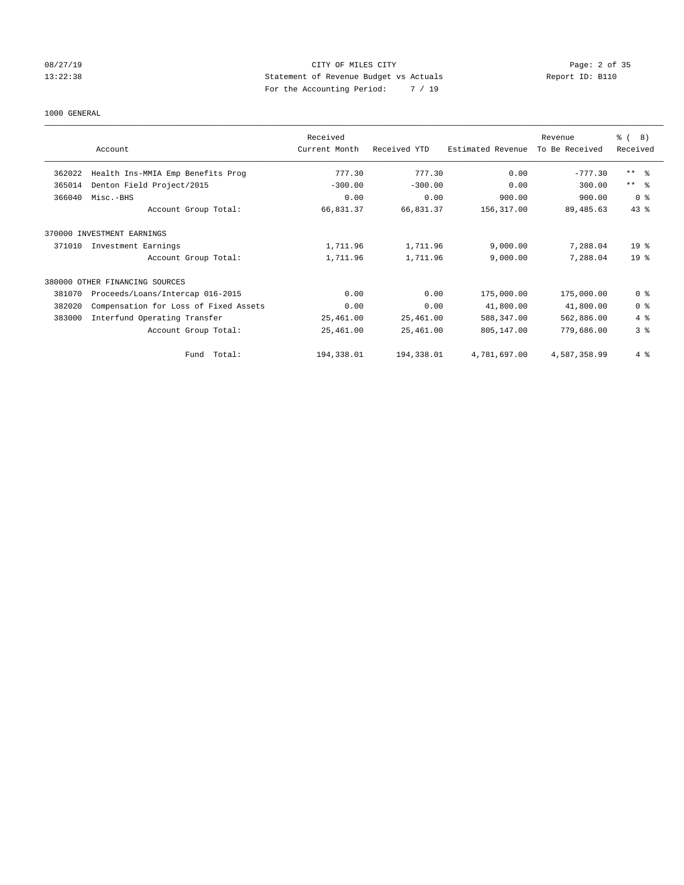CITY OF MILES CITY
Statement of Revenue Budget vs Actuals
For the Accounting Period: 7 / 19

08/27/19
13:22:38

Report ID: B110

1000 GENERAL

| | Account | Received Current Month | Received YTD | Estimated Revenue | Revenue To Be Received | % ( 8) Received |
|---|---|---|---|---|---|---|
| 362022 | Health Ins-MMIA Emp Benefits Prog | 777.30 | 777.30 | 0.00 | -777.30 | ** % |
| 365014 | Denton Field Project/2015 | -300.00 | -300.00 | 0.00 | 300.00 | ** % |
| 366040 | Misc.-BHS | 0.00 | 0.00 | 900.00 | 900.00 | 0 % |
| | Account Group Total: | 66,831.37 | 66,831.37 | 156,317.00 | 89,485.63 | 43 % |
| 370000 INVESTMENT EARNINGS | | | | | | |
| 371010 | Investment Earnings | 1,711.96 | 1,711.96 | 9,000.00 | 7,288.04 | 19 % |
| | Account Group Total: | 1,711.96 | 1,711.96 | 9,000.00 | 7,288.04 | 19 % |
| 380000 OTHER FINANCING SOURCES | | | | | | |
| 381070 | Proceeds/Loans/Intercap 016-2015 | 0.00 | 0.00 | 175,000.00 | 175,000.00 | 0 % |
| 382020 | Compensation for Loss of Fixed Assets | 0.00 | 0.00 | 41,800.00 | 41,800.00 | 0 % |
| 383000 | Interfund Operating Transfer | 25,461.00 | 25,461.00 | 588,347.00 | 562,886.00 | 4 % |
| | Account Group Total: | 25,461.00 | 25,461.00 | 805,147.00 | 779,686.00 | 3 % |
| | Fund Total: | 194,338.01 | 194,338.01 | 4,781,697.00 | 4,587,358.99 | 4 % |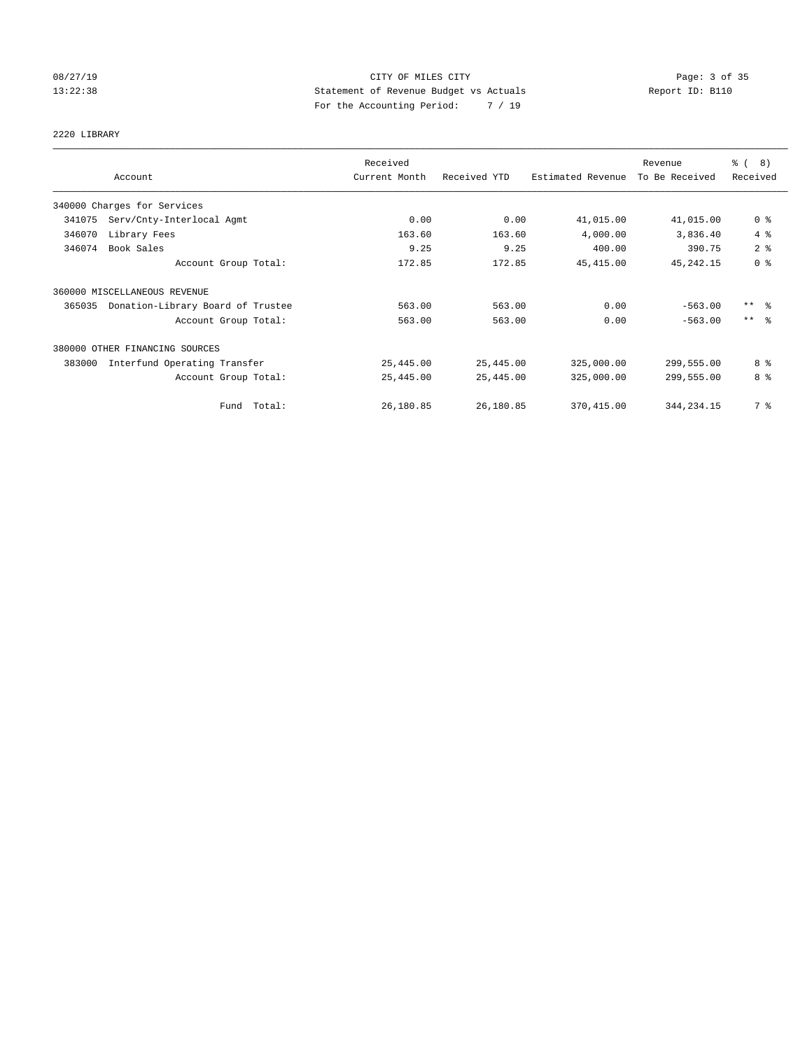CITY OF MILES CITY
Statement of Revenue Budget vs Actuals
For the Accounting Period: 7 / 19

08/27/19
13:22:38

Report ID: B110

2220 LIBRARY

| Account | Received Current Month | Received YTD | Estimated Revenue | Revenue To Be Received | % ( 8) Received |
|---|---|---|---|---|---|
| 340000 Charges for Services | | | | | |
| 341075 Serv/Cnty-Interlocal Agmt | 0.00 | 0.00 | 41,015.00 | 41,015.00 | 0 % |
| 346070 Library Fees | 163.60 | 163.60 | 4,000.00 | 3,836.40 | 4 % |
| 346074 Book Sales | 9.25 | 9.25 | 400.00 | 390.75 | 2 % |
| Account Group Total: | 172.85 | 172.85 | 45,415.00 | 45,242.15 | 0 % |
| 360000 MISCELLANEOUS REVENUE | | | | | |
| 365035 Donation-Library Board of Trustee | 563.00 | 563.00 | 0.00 | -563.00 | ** % |
| Account Group Total: | 563.00 | 563.00 | 0.00 | -563.00 | ** % |
| 380000 OTHER FINANCING SOURCES | | | | | |
| 383000 Interfund Operating Transfer | 25,445.00 | 25,445.00 | 325,000.00 | 299,555.00 | 8 % |
| Account Group Total: | 25,445.00 | 25,445.00 | 325,000.00 | 299,555.00 | 8 % |
| Fund Total: | 26,180.85 | 26,180.85 | 370,415.00 | 344,234.15 | 7 % |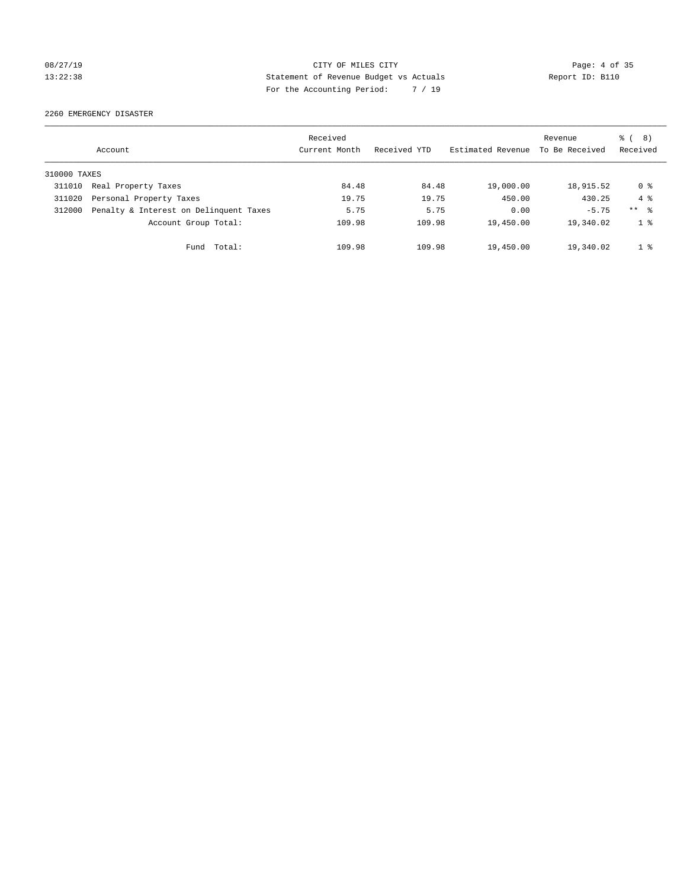CITY OF MILES CITY
Statement of Revenue Budget vs Actuals
For the Accounting Period: 7 / 19

08/27/19
13:22:38

Report ID: B110

2260 EMERGENCY DISASTER

| Account | Received Current Month | Received YTD | Estimated Revenue | Revenue To Be Received | % ( 8) Received |
|---|---|---|---|---|---|
| 310000 TAXES | | | | | |
| 311010 Real Property Taxes | 84.48 | 84.48 | 19,000.00 | 18,915.52 | 0 % |
| 311020 Personal Property Taxes | 19.75 | 19.75 | 450.00 | 430.25 | 4 % |
| 312000 Penalty & Interest on Delinquent Taxes | 5.75 | 5.75 | 0.00 | -5.75 | ** % |
| Account Group Total: | 109.98 | 109.98 | 19,450.00 | 19,340.02 | 1 % |
| Fund Total: | 109.98 | 109.98 | 19,450.00 | 19,340.02 | 1 % |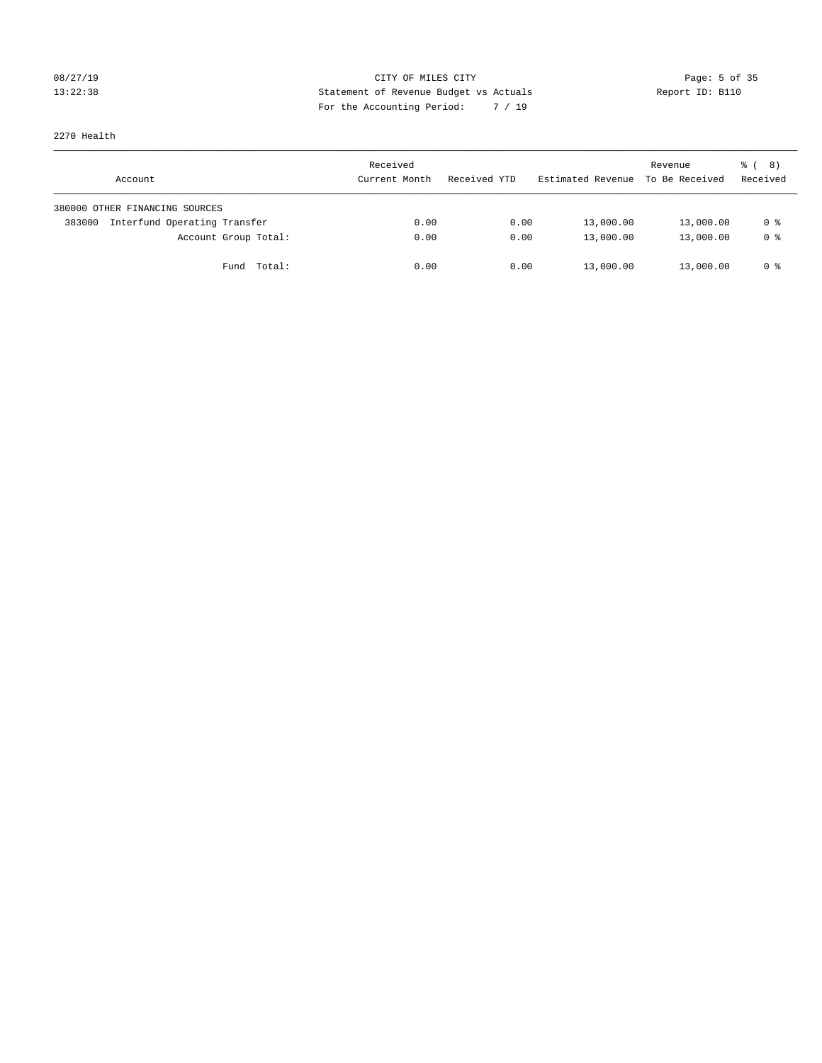CITY OF MILES CITY
Statement of Revenue Budget vs Actuals
For the Accounting Period: 7 / 19

08/27/19
13:22:38

Report ID: B110

2270 Health

| Account | Received Current Month | Received YTD | Estimated Revenue | Revenue To Be Received | % ( 8) Received |
|---|---|---|---|---|---|
| 380000 OTHER FINANCING SOURCES | | | | | |
| 383000 Interfund Operating Transfer | 0.00 | 0.00 | 13,000.00 | 13,000.00 | 0 % |
| Account Group Total: | 0.00 | 0.00 | 13,000.00 | 13,000.00 | 0 % |
| Fund Total: | 0.00 | 0.00 | 13,000.00 | 13,000.00 | 0 % |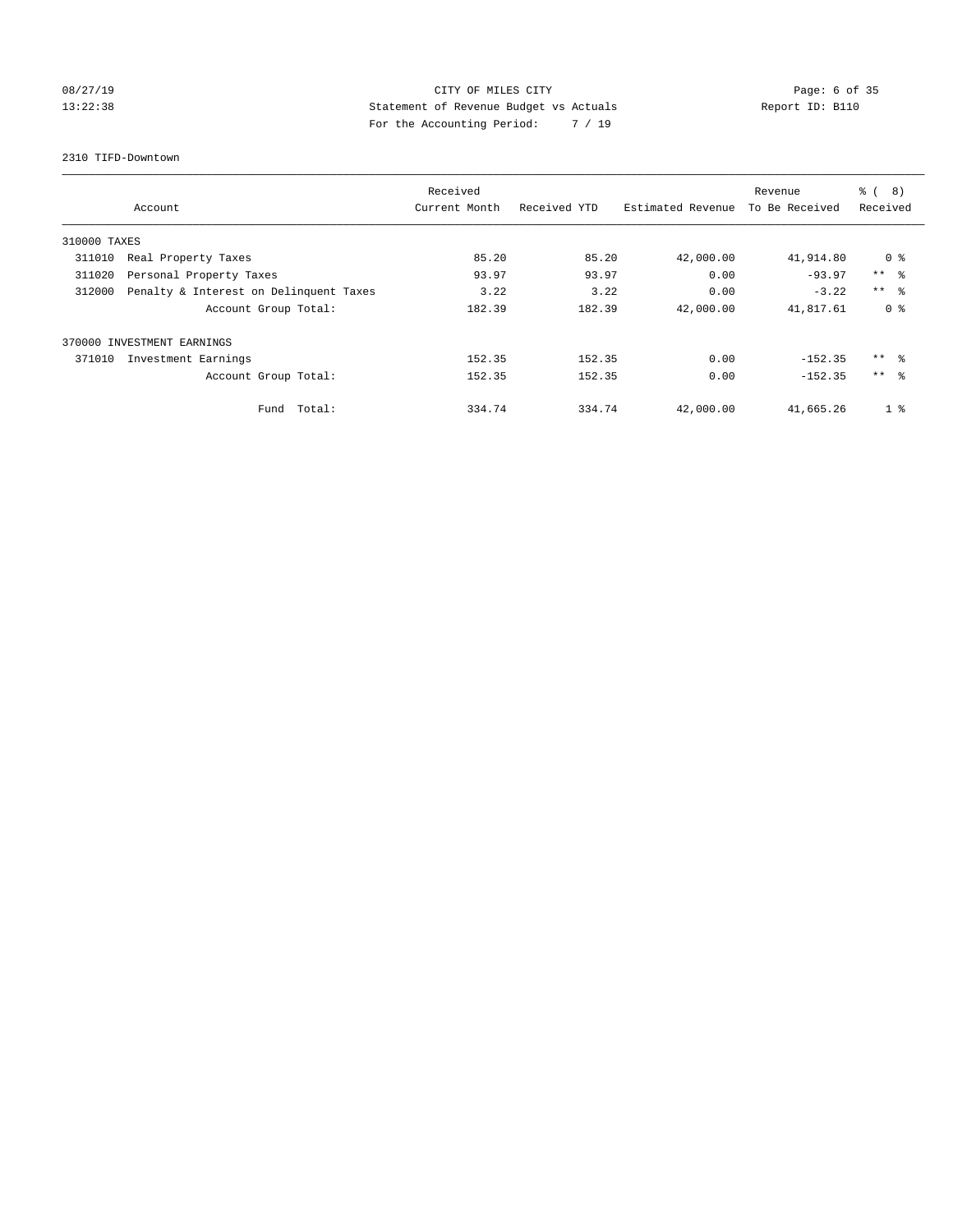CITY OF MILES CITY

Statement of Revenue Budget vs Actuals

For the Accounting Period: 7 / 19

08/27/19 13:22:38 — Report ID: B110

2310 TIFD-Downtown

| Account | | Received Current Month | Received YTD | Estimated Revenue | Revenue To Be Received | % ( 8) Received |
|---|---|---|---|---|---|---|
| 310000 TAXES | | | | | | |
| 311010 | Real Property Taxes | 85.20 | 85.20 | 42,000.00 | 41,914.80 | 0 % |
| 311020 | Personal Property Taxes | 93.97 | 93.97 | 0.00 | -93.97 | ** % |
| 312000 | Penalty & Interest on Delinquent Taxes | 3.22 | 3.22 | 0.00 | -3.22 | ** % |
| | Account Group Total: | 182.39 | 182.39 | 42,000.00 | 41,817.61 | 0 % |
| 370000 INVESTMENT EARNINGS | | | | | | |
| 371010 | Investment Earnings | 152.35 | 152.35 | 0.00 | -152.35 | ** % |
| | Account Group Total: | 152.35 | 152.35 | 0.00 | -152.35 | ** % |
| | Fund Total: | 334.74 | 334.74 | 42,000.00 | 41,665.26 | 1 % |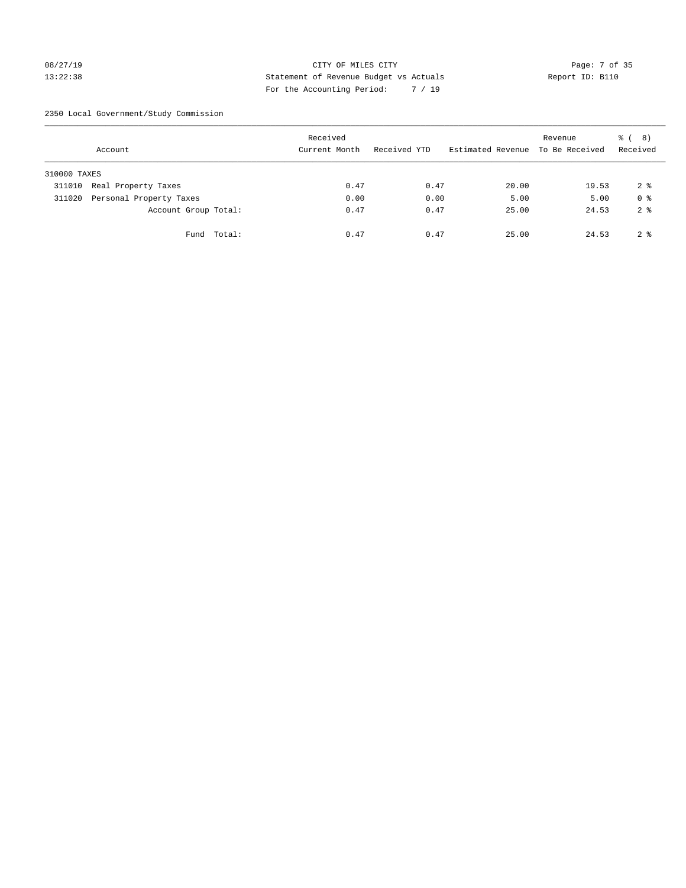CITY OF MILES CITY
Statement of Revenue Budget vs Actuals
For the Accounting Period: 7 / 19

08/27/19
13:22:38

Report ID: B110

2350 Local Government/Study Commission

| Account | Received Current Month | Received YTD | Estimated Revenue | Revenue To Be Received | % ( 8) Received |
|---|---|---|---|---|---|
| 310000 TAXES | | | | | |
| 311010 Real Property Taxes | 0.47 | 0.47 | 20.00 | 19.53 | 2 % |
| 311020 Personal Property Taxes | 0.00 | 0.00 | 5.00 | 5.00 | 0 % |
| Account Group Total: | 0.47 | 0.47 | 25.00 | 24.53 | 2 % |
| Fund Total: | 0.47 | 0.47 | 25.00 | 24.53 | 2 % |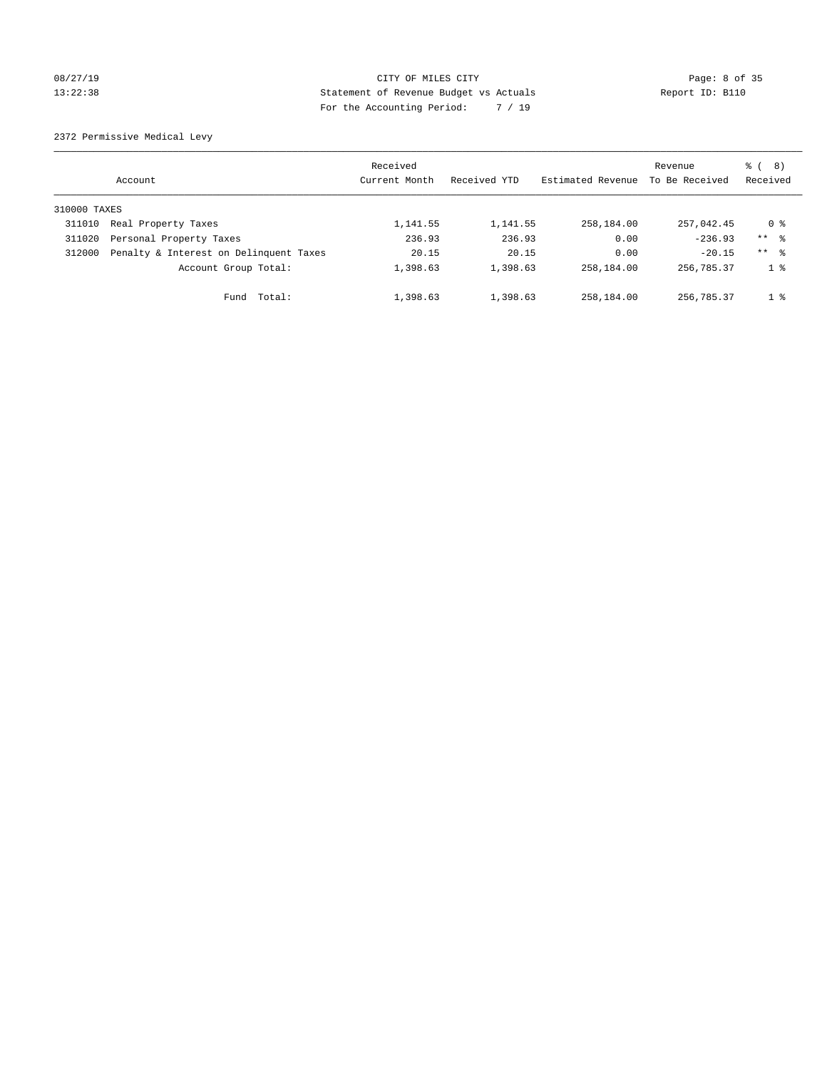CITY OF MILES CITY
Statement of Revenue Budget vs Actuals
For the Accounting Period: 7 / 19

08/27/19
13:22:38

Report ID: B110

2372 Permissive Medical Levy

| Account | Received Current Month | Received YTD | Estimated Revenue | Revenue To Be Received | % ( 8) Received |
|---|---|---|---|---|---|
| 310000 TAXES | | | | | |
| 311010 Real Property Taxes | 1,141.55 | 1,141.55 | 258,184.00 | 257,042.45 | 0 % |
| 311020 Personal Property Taxes | 236.93 | 236.93 | 0.00 | -236.93 | ** % |
| 312000 Penalty & Interest on Delinquent Taxes | 20.15 | 20.15 | 0.00 | -20.15 | ** % |
| Account Group Total: | 1,398.63 | 1,398.63 | 258,184.00 | 256,785.37 | 1 % |
| Fund Total: | 1,398.63 | 1,398.63 | 258,184.00 | 256,785.37 | 1 % |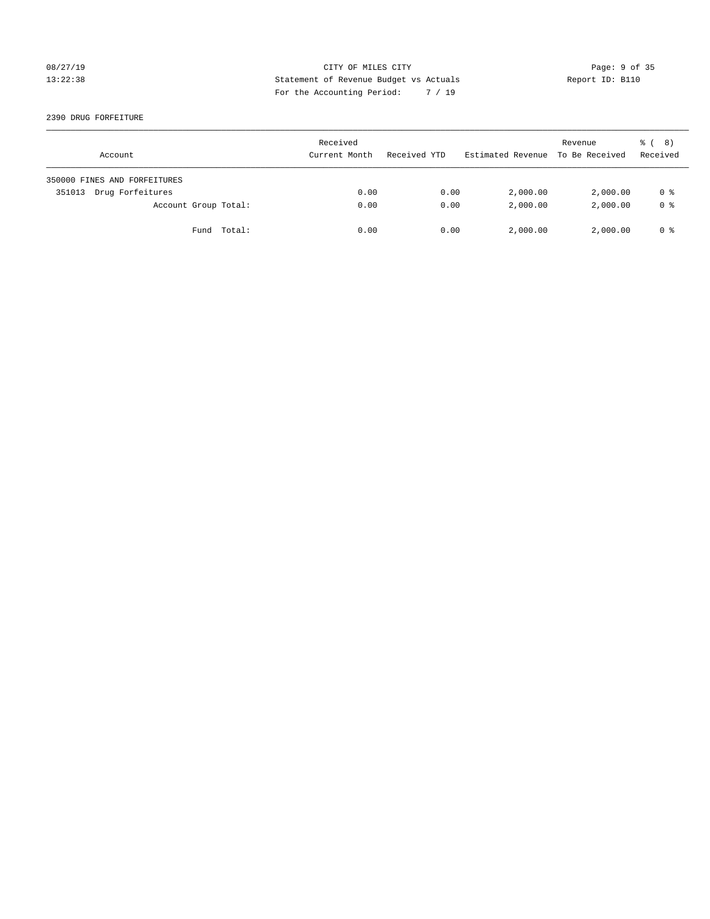CITY OF MILES CITY
Statement of Revenue Budget vs Actuals
For the Accounting Period: 7 / 19

2390 DRUG FORFEITURE

| Account | Received Current Month | Received YTD | Estimated Revenue | Revenue To Be Received | % ( 8) Received |
|---|---|---|---|---|---|
| 350000 FINES AND FORFEITURES | | | | | |
| 351013 Drug Forfeitures | 0.00 | 0.00 | 2,000.00 | 2,000.00 | 0 % |
| Account Group Total: | 0.00 | 0.00 | 2,000.00 | 2,000.00 | 0 % |
| Fund Total: | 0.00 | 0.00 | 2,000.00 | 2,000.00 | 0 % |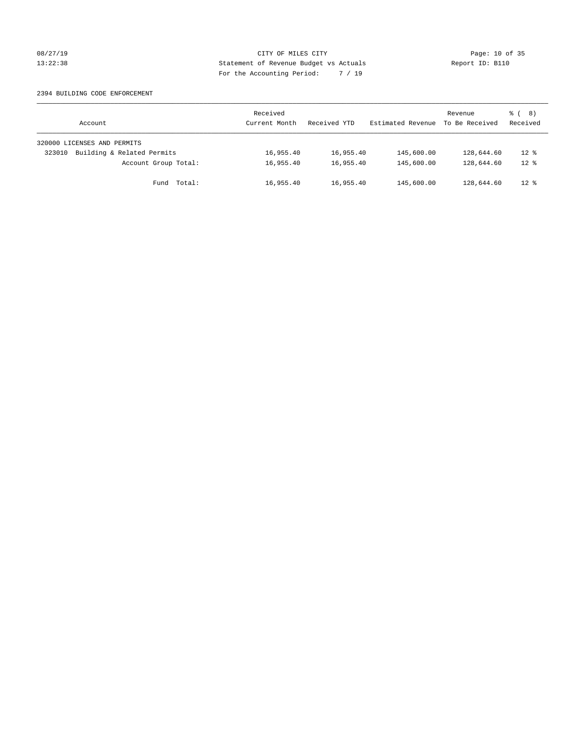CITY OF MILES CITY
Statement of Revenue Budget vs Actuals
For the Accounting Period: 7 / 19

08/27/19
13:22:38

Report ID: B110

2394 BUILDING CODE ENFORCEMENT

| Account | Received Current Month | Received YTD | Estimated Revenue | Revenue To Be Received | % ( 8) Received |
|---|---|---|---|---|---|
| 320000 LICENSES AND PERMITS | | | | | |
| 323010 Building & Related Permits | 16,955.40 | 16,955.40 | 145,600.00 | 128,644.60 | 12 % |
| Account Group Total: | 16,955.40 | 16,955.40 | 145,600.00 | 128,644.60 | 12 % |
| Fund Total: | 16,955.40 | 16,955.40 | 145,600.00 | 128,644.60 | 12 % |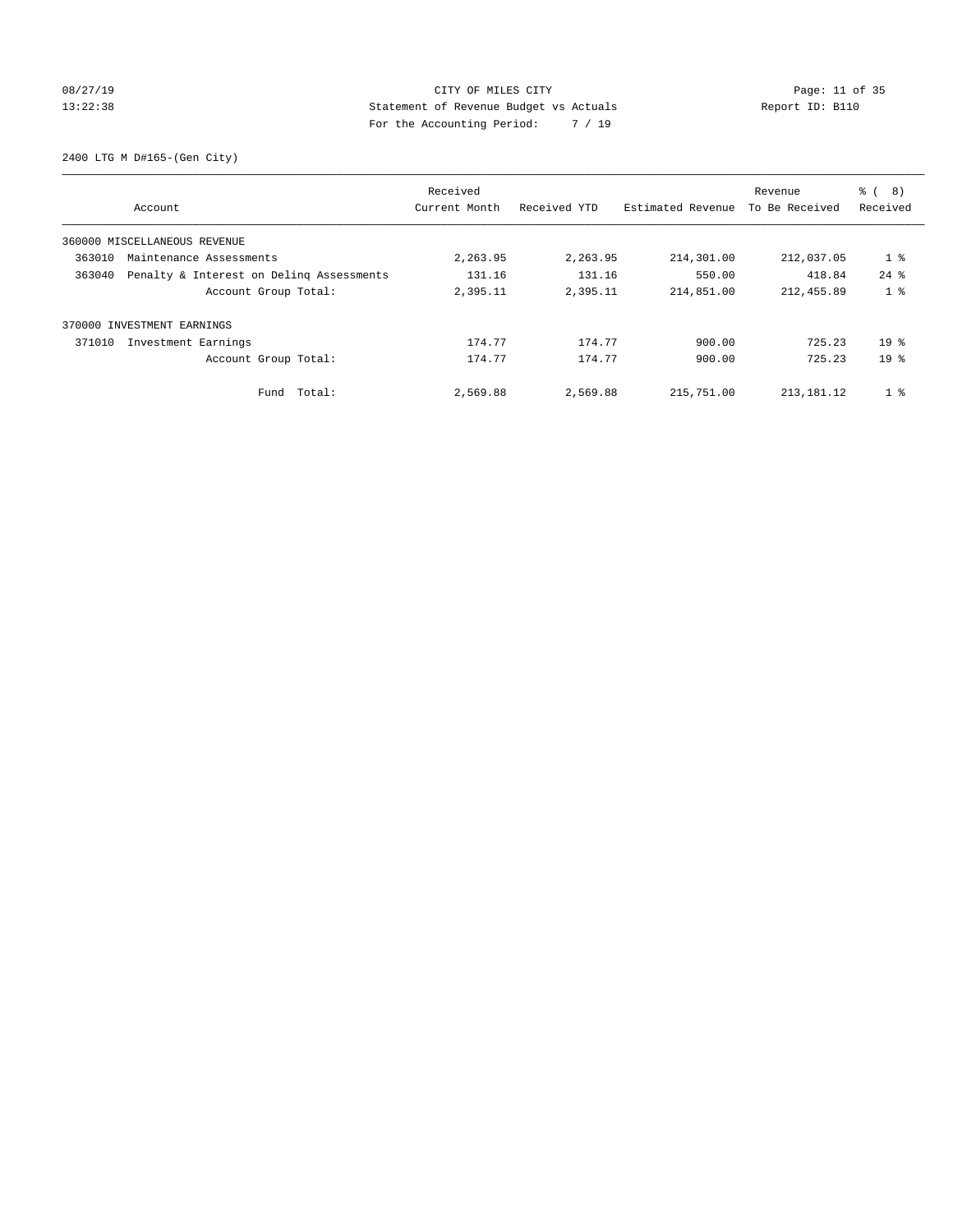CITY OF MILES CITY
Statement of Revenue Budget vs Actuals
For the Accounting Period: 7 / 19

08/27/19
13:22:38

Report ID: B110

2400 LTG M D#165-(Gen City)

| Account | | Received Current Month | Received YTD | Estimated Revenue | Revenue To Be Received | % ( 8) Received |
|---|---|---|---|---|---|---|
| 360000 MISCELLANEOUS REVENUE | | | | | | |
| 363010 | Maintenance Assessments | 2,263.95 | 2,263.95 | 214,301.00 | 212,037.05 | 1 % |
| 363040 | Penalty & Interest on Delinq Assessments | 131.16 | 131.16 | 550.00 | 418.84 | 24 % |
| | Account Group Total: | 2,395.11 | 2,395.11 | 214,851.00 | 212,455.89 | 1 % |
| 370000 INVESTMENT EARNINGS | | | | | | |
| 371010 | Investment Earnings | 174.77 | 174.77 | 900.00 | 725.23 | 19 % |
| | Account Group Total: | 174.77 | 174.77 | 900.00 | 725.23 | 19 % |
| | Fund Total: | 2,569.88 | 2,569.88 | 215,751.00 | 213,181.12 | 1 % |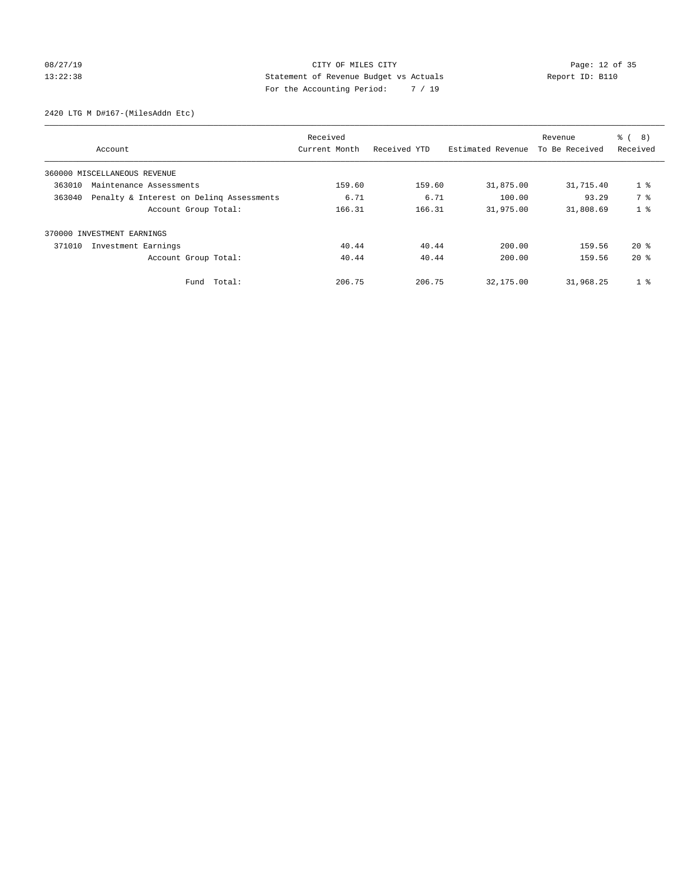CITY OF MILES CITY
Statement of Revenue Budget vs Actuals
For the Accounting Period: 7 / 19

08/27/19
13:22:38

Report ID: B110

2420 LTG M D#167-(MilesAddn Etc)

| Account | Received Current Month | Received YTD | Estimated Revenue | Revenue To Be Received | % ( 8) Received |
|---|---|---|---|---|---|
| 360000 MISCELLANEOUS REVENUE | | | | | |
| 363010 Maintenance Assessments | 159.60 | 159.60 | 31,875.00 | 31,715.40 | 1 % |
| 363040 Penalty & Interest on Delinq Assessments | 6.71 | 6.71 | 100.00 | 93.29 | 7 % |
| Account Group Total: | 166.31 | 166.31 | 31,975.00 | 31,808.69 | 1 % |
| 370000 INVESTMENT EARNINGS | | | | | |
| 371010 Investment Earnings | 40.44 | 40.44 | 200.00 | 159.56 | 20 % |
| Account Group Total: | 40.44 | 40.44 | 200.00 | 159.56 | 20 % |
| Fund Total: | 206.75 | 206.75 | 32,175.00 | 31,968.25 | 1 % |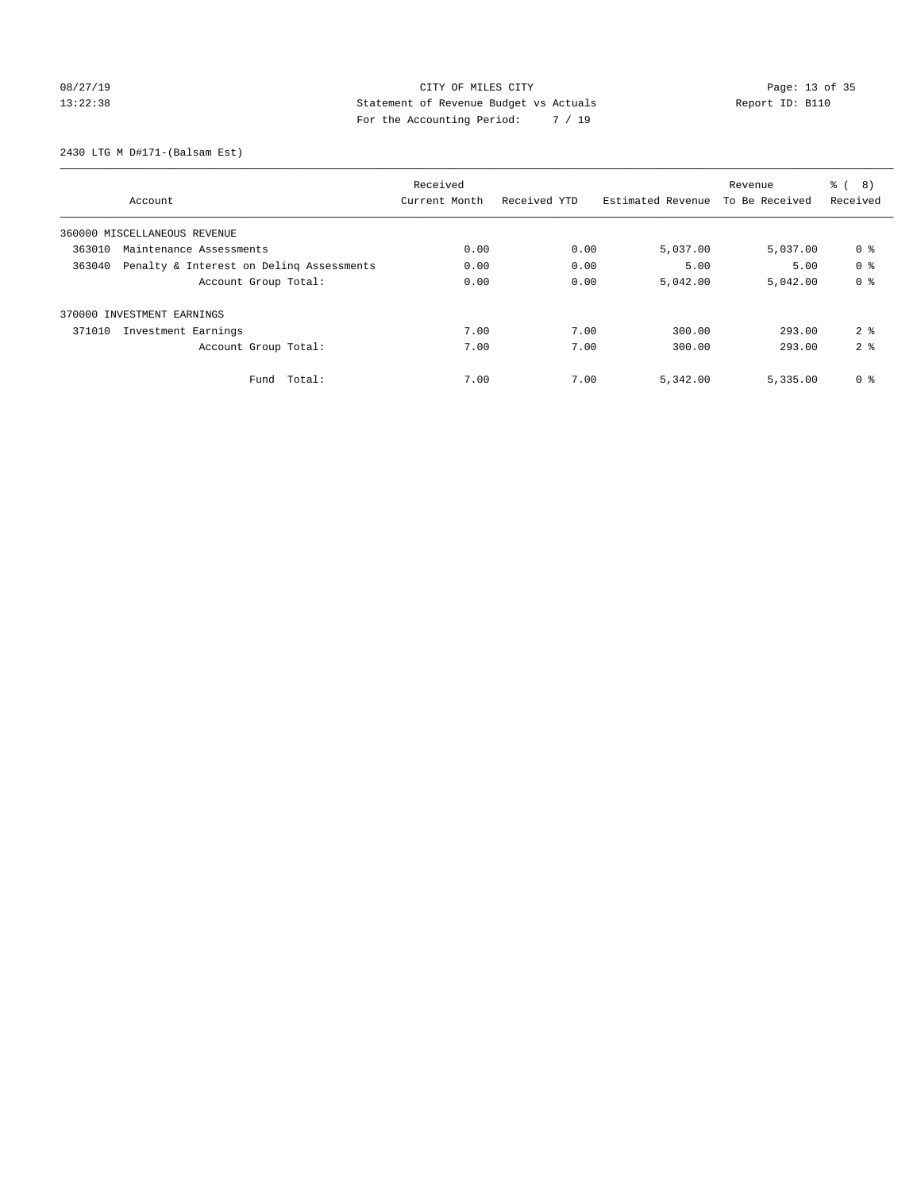CITY OF MILES CITY
Statement of Revenue Budget vs Actuals
For the Accounting Period: 7 / 19

08/27/19
13:22:38

Report ID: B110

2430 LTG M D#171-(Balsam Est)

| Account | Received Current Month | Received YTD | Estimated Revenue | Revenue To Be Received | % ( 8) Received |
|---|---|---|---|---|---|
| 360000 MISCELLANEOUS REVENUE | | | | | |
| 363010 Maintenance Assessments | 0.00 | 0.00 | 5,037.00 | 5,037.00 | 0 % |
| 363040 Penalty & Interest on Delinq Assessments | 0.00 | 0.00 | 5.00 | 5.00 | 0 % |
| Account Group Total: | 0.00 | 0.00 | 5,042.00 | 5,042.00 | 0 % |
| 370000 INVESTMENT EARNINGS | | | | | |
| 371010 Investment Earnings | 7.00 | 7.00 | 300.00 | 293.00 | 2 % |
| Account Group Total: | 7.00 | 7.00 | 300.00 | 293.00 | 2 % |
| Fund Total: | 7.00 | 7.00 | 5,342.00 | 5,335.00 | 0 % |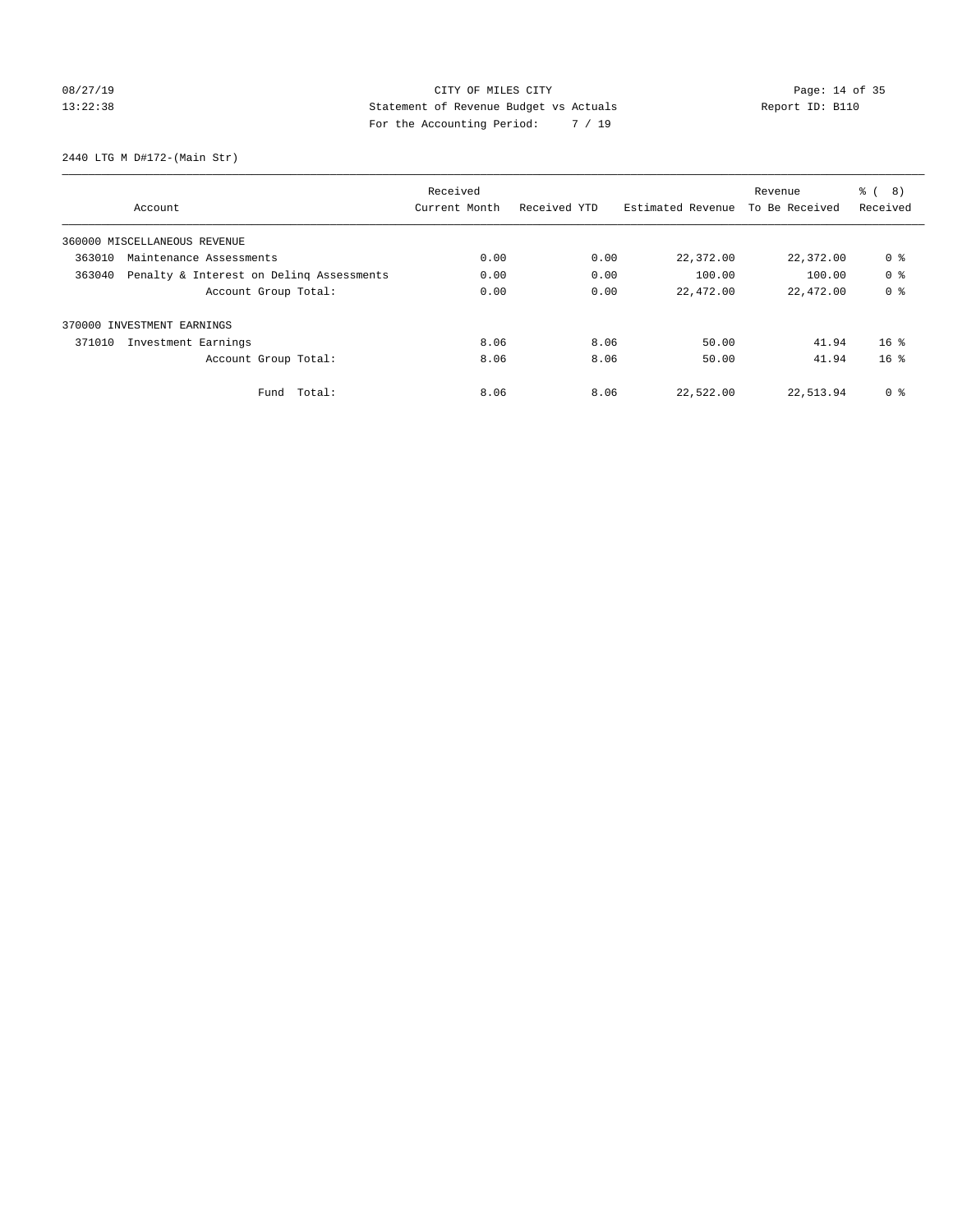CITY OF MILES CITY
Statement of Revenue Budget vs Actuals
For the Accounting Period: 7 / 19

08/27/19
13:22:38

Report ID: B110

2440 LTG M D#172-(Main Str)

| Account | Received Current Month | Received YTD | Estimated Revenue | Revenue To Be Received | % ( 8) Received |
|---|---|---|---|---|---|
| 360000 MISCELLANEOUS REVENUE | | | | | |
| 363010 Maintenance Assessments | 0.00 | 0.00 | 22,372.00 | 22,372.00 | 0 % |
| 363040 Penalty & Interest on Delinq Assessments | 0.00 | 0.00 | 100.00 | 100.00 | 0 % |
| Account Group Total: | 0.00 | 0.00 | 22,472.00 | 22,472.00 | 0 % |
| 370000 INVESTMENT EARNINGS | | | | | |
| 371010 Investment Earnings | 8.06 | 8.06 | 50.00 | 41.94 | 16 % |
| Account Group Total: | 8.06 | 8.06 | 50.00 | 41.94 | 16 % |
| Fund Total: | 8.06 | 8.06 | 22,522.00 | 22,513.94 | 0 % |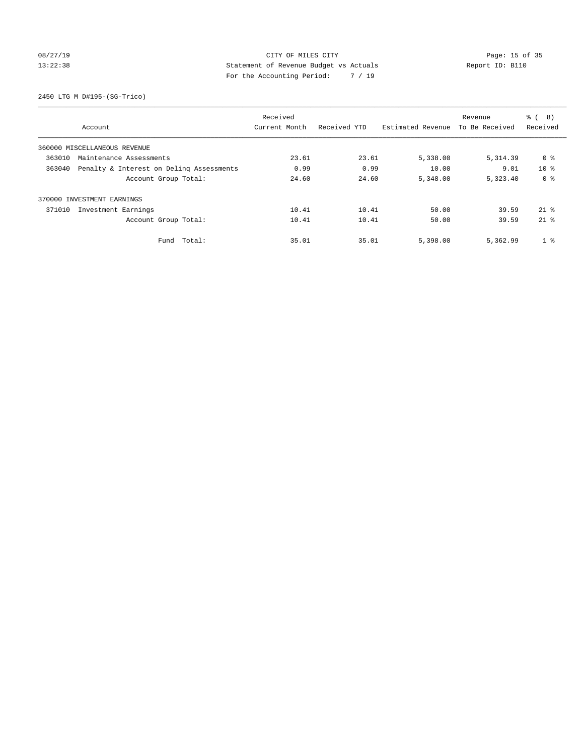CITY OF MILES CITY
Statement of Revenue Budget vs Actuals
For the Accounting Period: 7 / 19

2450 LTG M D#195-(SG-Trico)

| Account | Received Current Month | Received YTD | Estimated Revenue | Revenue To Be Received | % ( 8) Received |
|---|---|---|---|---|---|
| 360000 MISCELLANEOUS REVENUE | | | | | |
| 363010 Maintenance Assessments | 23.61 | 23.61 | 5,338.00 | 5,314.39 | 0 % |
| 363040 Penalty & Interest on Delinq Assessments | 0.99 | 0.99 | 10.00 | 9.01 | 10 % |
| Account Group Total: | 24.60 | 24.60 | 5,348.00 | 5,323.40 | 0 % |
| 370000 INVESTMENT EARNINGS | | | | | |
| 371010 Investment Earnings | 10.41 | 10.41 | 50.00 | 39.59 | 21 % |
| Account Group Total: | 10.41 | 10.41 | 50.00 | 39.59 | 21 % |
| Fund Total: | 35.01 | 35.01 | 5,398.00 | 5,362.99 | 1 % |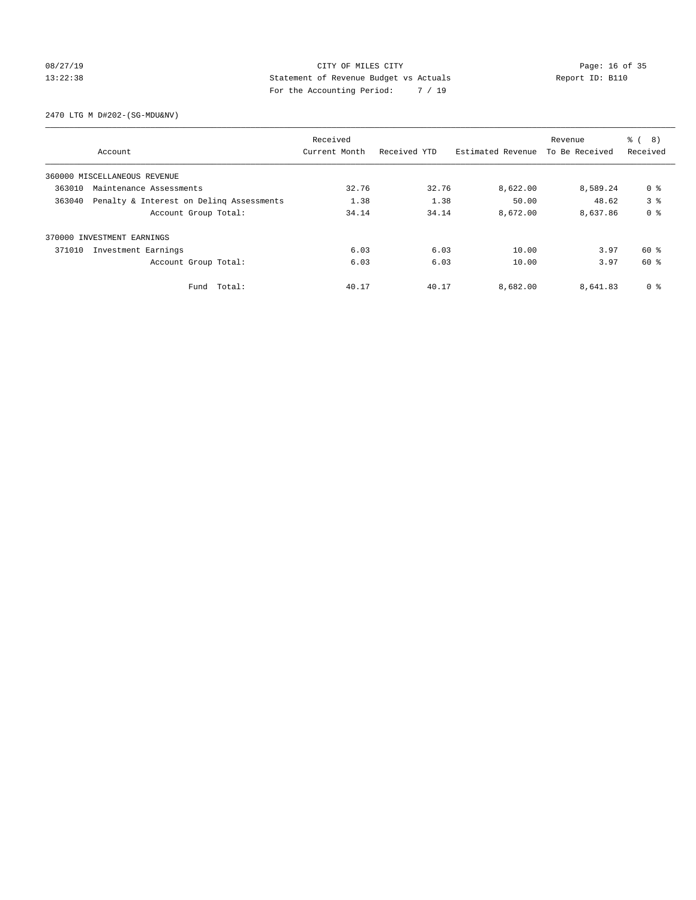CITY OF MILES CITY
Statement of Revenue Budget vs Actuals
For the Accounting Period: 7 / 19

08/27/19
13:22:38

Report ID: B110

2470 LTG M D#202-(SG-MDU&NV)

| Account | Received Current Month | Received YTD | Estimated Revenue | Revenue To Be Received | % ( 8) Received |
|---|---|---|---|---|---|
| 360000 MISCELLANEOUS REVENUE | | | | | |
| 363010 Maintenance Assessments | 32.76 | 32.76 | 8,622.00 | 8,589.24 | 0 % |
| 363040 Penalty & Interest on Delinq Assessments | 1.38 | 1.38 | 50.00 | 48.62 | 3 % |
| Account Group Total: | 34.14 | 34.14 | 8,672.00 | 8,637.86 | 0 % |
| 370000 INVESTMENT EARNINGS | | | | | |
| 371010 Investment Earnings | 6.03 | 6.03 | 10.00 | 3.97 | 60 % |
| Account Group Total: | 6.03 | 6.03 | 10.00 | 3.97 | 60 % |
| Fund Total: | 40.17 | 40.17 | 8,682.00 | 8,641.83 | 0 % |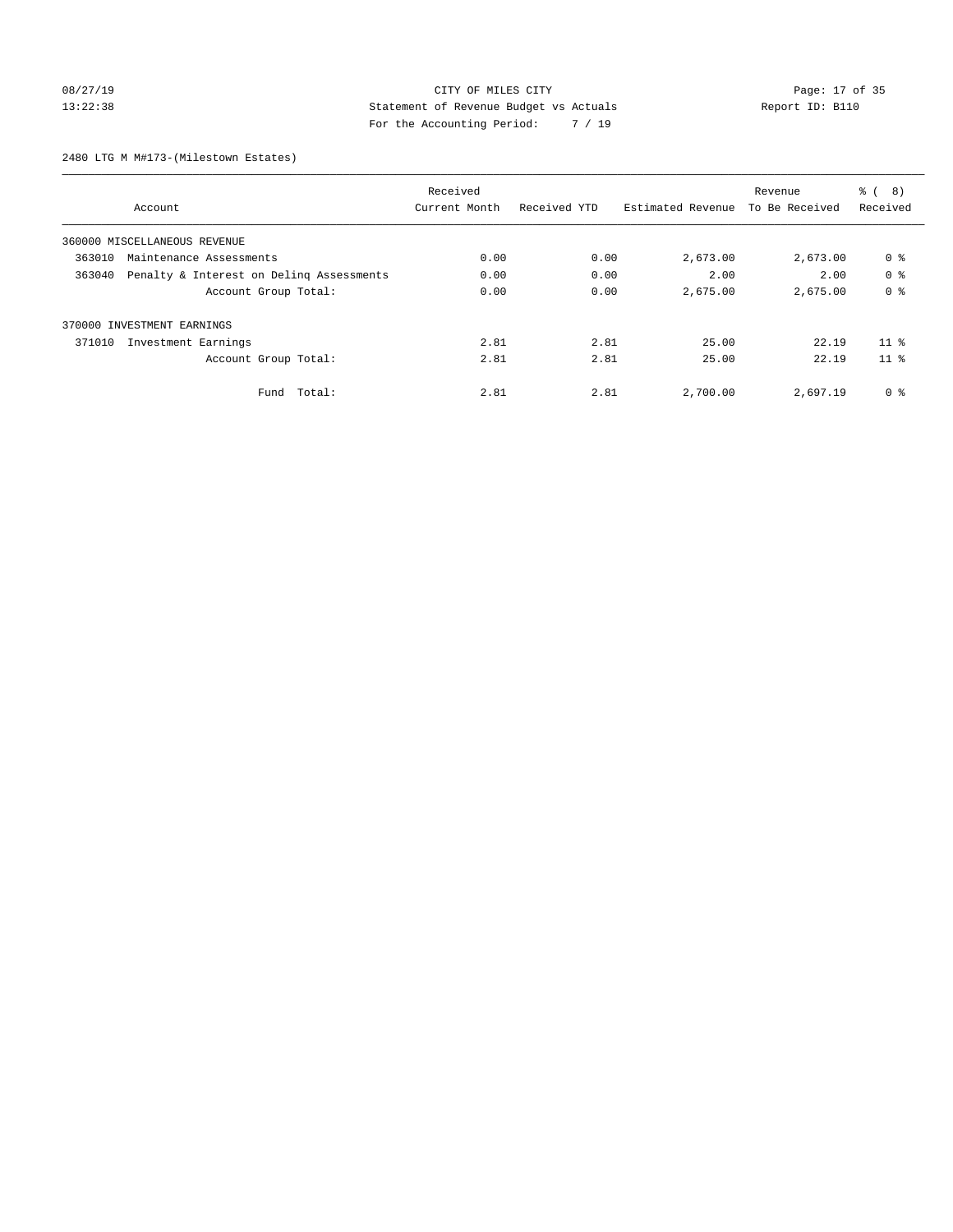CITY OF MILES CITY
Statement of Revenue Budget vs Actuals
For the Accounting Period: 7 / 19

08/27/19
13:22:38

Report ID: B110

2480 LTG M M#173-(Milestown Estates)

| Account | Received Current Month | Received YTD | Estimated Revenue | Revenue To Be Received | % ( 8) Received |
|---|---|---|---|---|---|
| 360000 MISCELLANEOUS REVENUE | | | | | |
| 363010 Maintenance Assessments | 0.00 | 0.00 | 2,673.00 | 2,673.00 | 0 % |
| 363040 Penalty & Interest on Delinq Assessments | 0.00 | 0.00 | 2.00 | 2.00 | 0 % |
| Account Group Total: | 0.00 | 0.00 | 2,675.00 | 2,675.00 | 0 % |
| 370000 INVESTMENT EARNINGS | | | | | |
| 371010 Investment Earnings | 2.81 | 2.81 | 25.00 | 22.19 | 11 % |
| Account Group Total: | 2.81 | 2.81 | 25.00 | 22.19 | 11 % |
| Fund Total: | 2.81 | 2.81 | 2,700.00 | 2,697.19 | 0 % |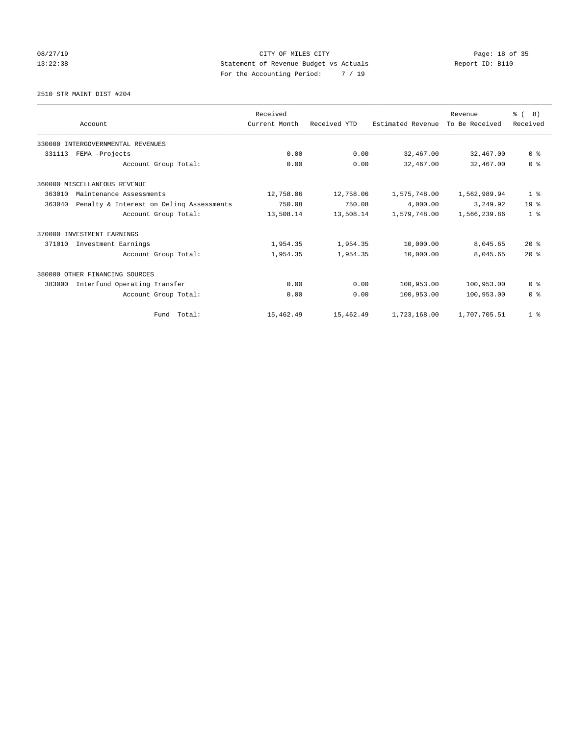CITY OF MILES CITY
Statement of Revenue Budget vs Actuals
For the Accounting Period: 7 / 19

08/27/19
13:22:38

Report ID: B110

2510 STR MAINT DIST #204

| Account | Received Current Month | Received YTD | Estimated Revenue | Revenue To Be Received | % ( 8) Received |
|---|---|---|---|---|---|
| 330000 INTERGOVERNMENTAL REVENUES | | | | | |
| 331113 FEMA -Projects | 0.00 | 0.00 | 32,467.00 | 32,467.00 | 0 % |
| Account Group Total: | 0.00 | 0.00 | 32,467.00 | 32,467.00 | 0 % |
| 360000 MISCELLANEOUS REVENUE | | | | | |
| 363010 Maintenance Assessments | 12,758.06 | 12,758.06 | 1,575,748.00 | 1,562,989.94 | 1 % |
| 363040 Penalty & Interest on Delinq Assessments | 750.08 | 750.08 | 4,000.00 | 3,249.92 | 19 % |
| Account Group Total: | 13,508.14 | 13,508.14 | 1,579,748.00 | 1,566,239.86 | 1 % |
| 370000 INVESTMENT EARNINGS | | | | | |
| 371010 Investment Earnings | 1,954.35 | 1,954.35 | 10,000.00 | 8,045.65 | 20 % |
| Account Group Total: | 1,954.35 | 1,954.35 | 10,000.00 | 8,045.65 | 20 % |
| 380000 OTHER FINANCING SOURCES | | | | | |
| 383000 Interfund Operating Transfer | 0.00 | 0.00 | 100,953.00 | 100,953.00 | 0 % |
| Account Group Total: | 0.00 | 0.00 | 100,953.00 | 100,953.00 | 0 % |
| Fund Total: | 15,462.49 | 15,462.49 | 1,723,168.00 | 1,707,705.51 | 1 % |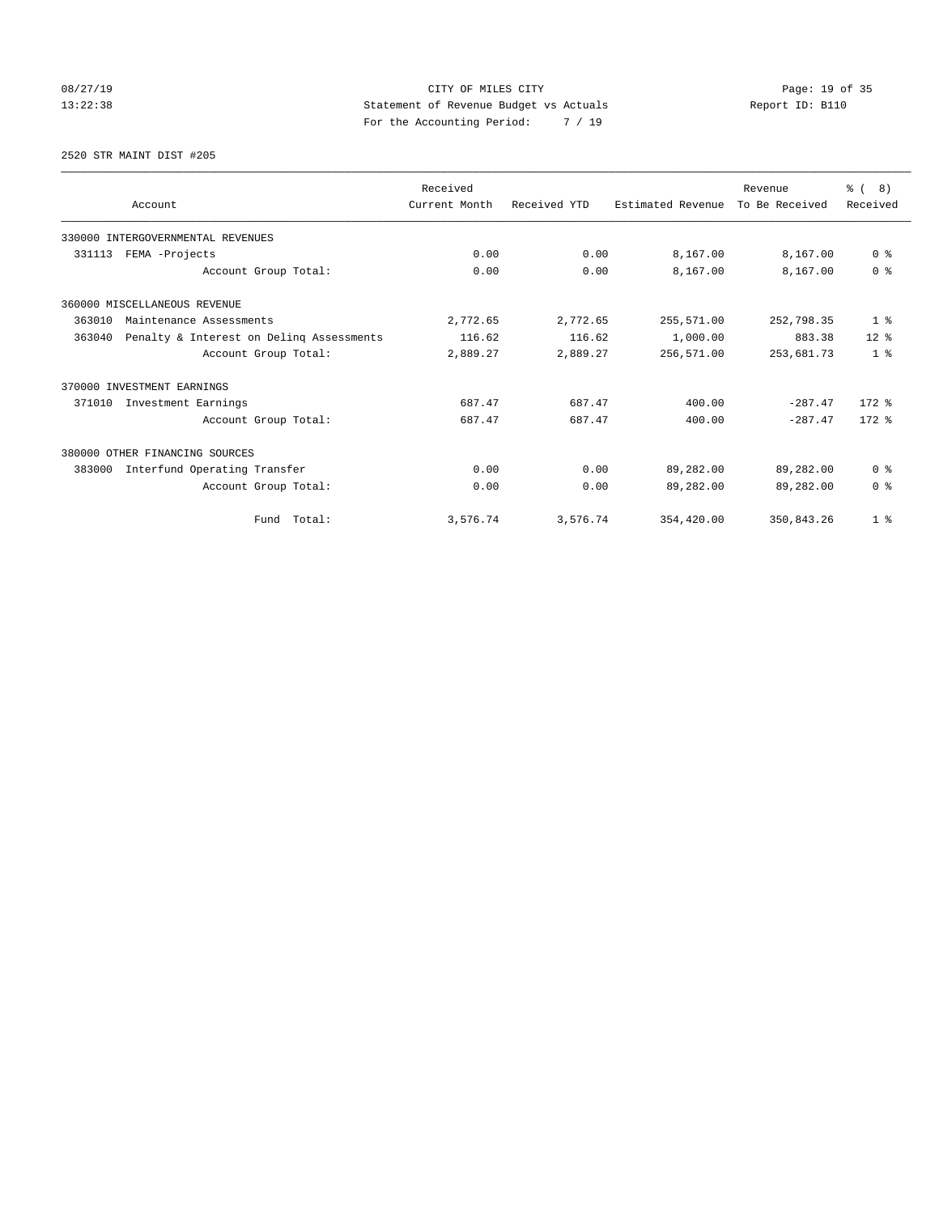CITY OF MILES CITY
Statement of Revenue Budget vs Actuals
For the Accounting Period: 7 / 19

08/27/19
13:22:38

Report ID: B110

2520 STR MAINT DIST #205

| Account | Received Current Month | Received YTD | Estimated Revenue | Revenue To Be Received | % ( 8) Received |
|---|---|---|---|---|---|
| 330000 INTERGOVERNMENTAL REVENUES | | | | | |
| 331113 FEMA -Projects | 0.00 | 0.00 | 8,167.00 | 8,167.00 | 0 % |
| Account Group Total: | 0.00 | 0.00 | 8,167.00 | 8,167.00 | 0 % |
| 360000 MISCELLANEOUS REVENUE | | | | | |
| 363010 Maintenance Assessments | 2,772.65 | 2,772.65 | 255,571.00 | 252,798.35 | 1 % |
| 363040 Penalty & Interest on Delinq Assessments | 116.62 | 116.62 | 1,000.00 | 883.38 | 12 % |
| Account Group Total: | 2,889.27 | 2,889.27 | 256,571.00 | 253,681.73 | 1 % |
| 370000 INVESTMENT EARNINGS | | | | | |
| 371010 Investment Earnings | 687.47 | 687.47 | 400.00 | -287.47 | 172 % |
| Account Group Total: | 687.47 | 687.47 | 400.00 | -287.47 | 172 % |
| 380000 OTHER FINANCING SOURCES | | | | | |
| 383000 Interfund Operating Transfer | 0.00 | 0.00 | 89,282.00 | 89,282.00 | 0 % |
| Account Group Total: | 0.00 | 0.00 | 89,282.00 | 89,282.00 | 0 % |
| Fund Total: | 3,576.74 | 3,576.74 | 354,420.00 | 350,843.26 | 1 % |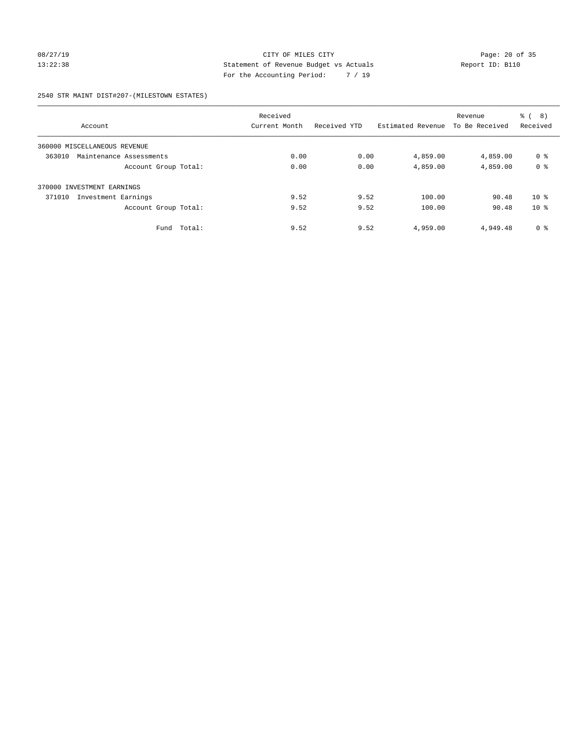CITY OF MILES CITY
Statement of Revenue Budget vs Actuals
For the Accounting Period: 7 / 19

08/27/19
13:22:38

Report ID: B110

2540 STR MAINT DIST#207-(MILESTOWN ESTATES)

| Account | Received Current Month | Received YTD | Estimated Revenue | Revenue To Be Received | % ( 8) Received |
|---|---|---|---|---|---|
| 360000 MISCELLANEOUS REVENUE | | | | | |
| 363010 Maintenance Assessments | 0.00 | 0.00 | 4,859.00 | 4,859.00 | 0 % |
| Account Group Total: | 0.00 | 0.00 | 4,859.00 | 4,859.00 | 0 % |
| 370000 INVESTMENT EARNINGS | | | | | |
| 371010 Investment Earnings | 9.52 | 9.52 | 100.00 | 90.48 | 10 % |
| Account Group Total: | 9.52 | 9.52 | 100.00 | 90.48 | 10 % |
| Fund Total: | 9.52 | 9.52 | 4,959.00 | 4,949.48 | 0 % |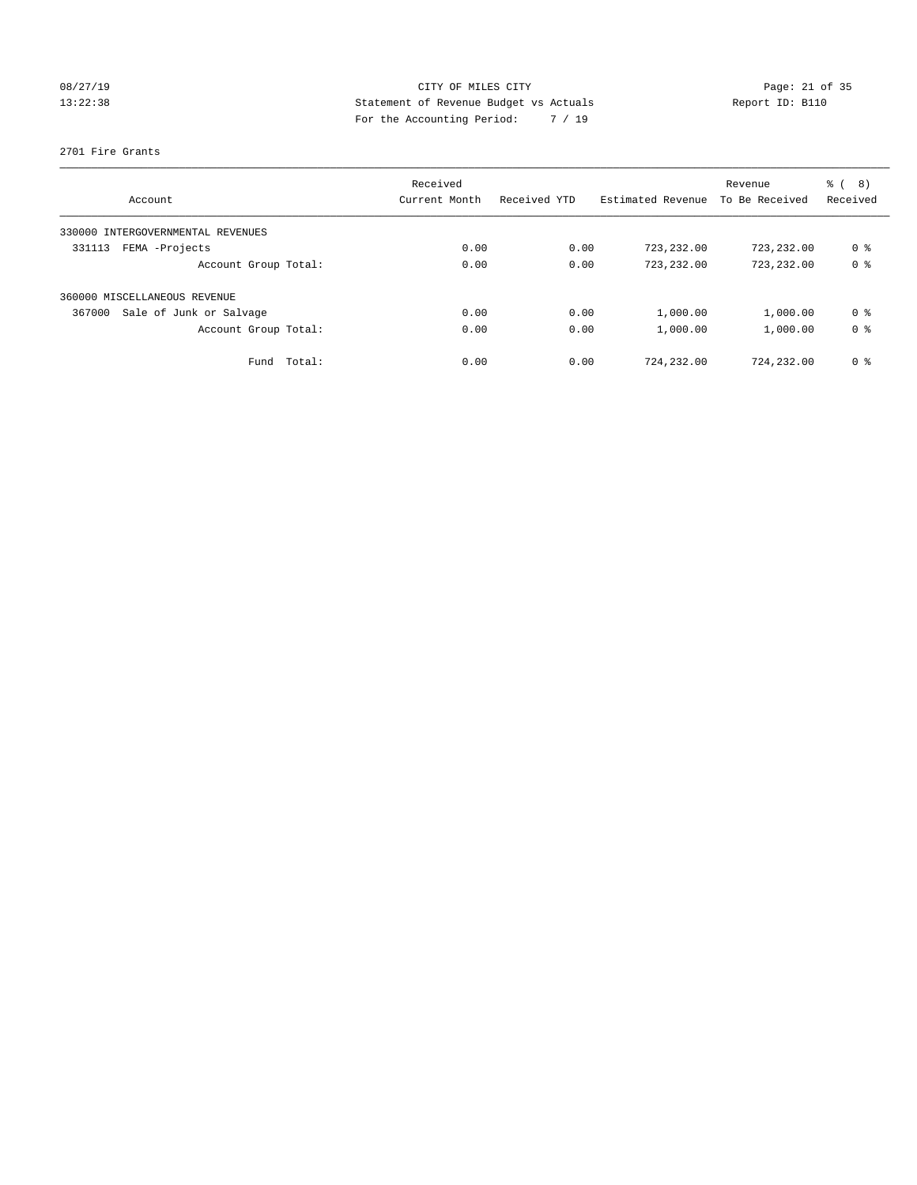CITY OF MILES CITY
Statement of Revenue Budget vs Actuals
For the Accounting Period: 7 / 19

08/27/19
13:22:38

Report ID: B110

2701 Fire Grants

| Account | Received Current Month | Received YTD | Estimated Revenue | Revenue To Be Received | % ( 8) Received |
|---|---|---|---|---|---|
| 330000 INTERGOVERNMENTAL REVENUES | | | | | |
| 331113 FEMA -Projects | 0.00 | 0.00 | 723,232.00 | 723,232.00 | 0 % |
| Account Group Total: | 0.00 | 0.00 | 723,232.00 | 723,232.00 | 0 % |
| 360000 MISCELLANEOUS REVENUE | | | | | |
| 367000 Sale of Junk or Salvage | 0.00 | 0.00 | 1,000.00 | 1,000.00 | 0 % |
| Account Group Total: | 0.00 | 0.00 | 1,000.00 | 1,000.00 | 0 % |
| Fund Total: | 0.00 | 0.00 | 724,232.00 | 724,232.00 | 0 % |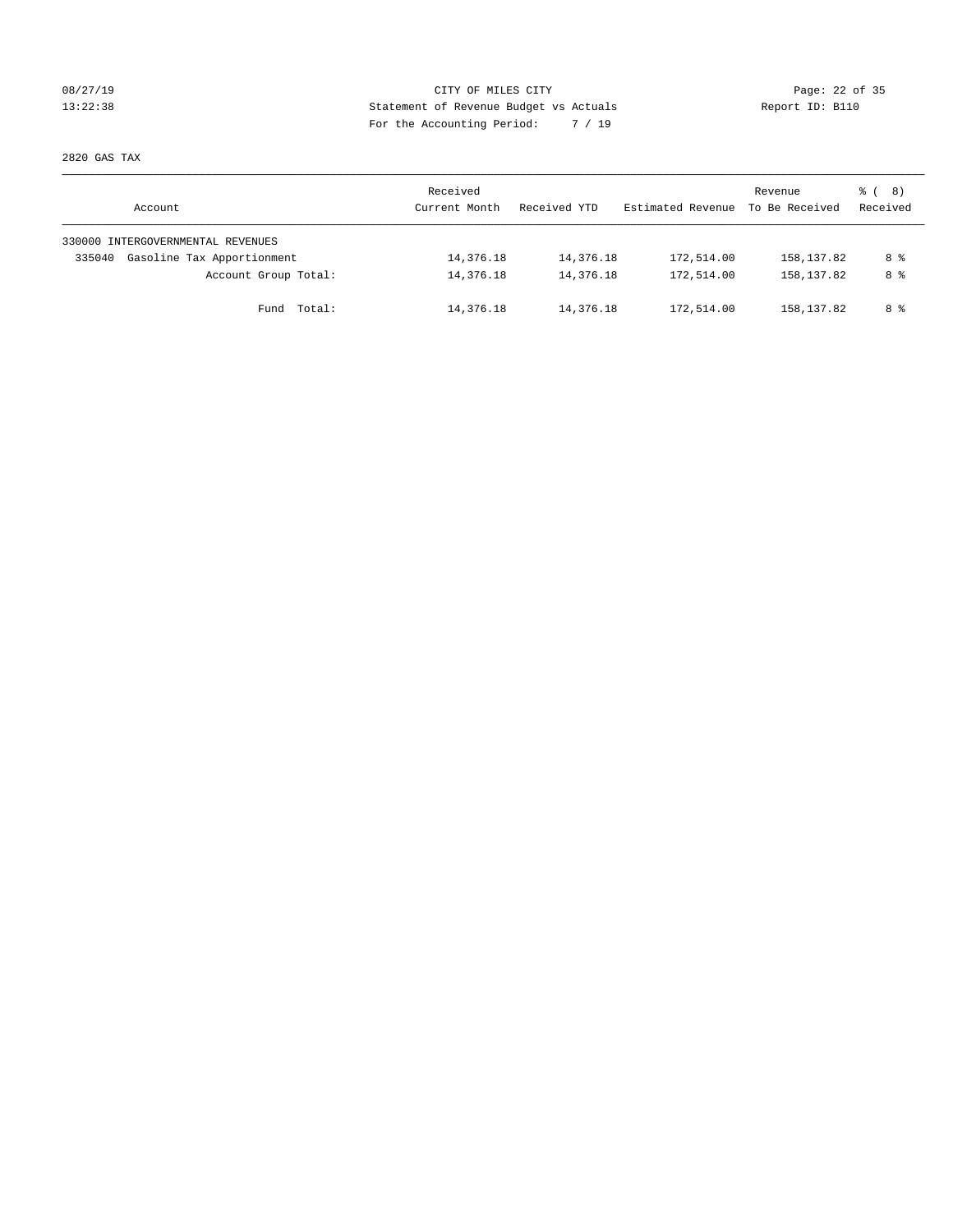CITY OF MILES CITY
Statement of Revenue Budget vs Actuals
For the Accounting Period: 7 / 19

08/27/19
13:22:38

Report ID: B110

2820 GAS TAX

| Account | Received Current Month | Received YTD | Estimated Revenue | Revenue To Be Received | % ( 8) Received |
|---|---|---|---|---|---|
| 330000 INTERGOVERNMENTAL REVENUES | | | | | |
| 335040 Gasoline Tax Apportionment | 14,376.18 | 14,376.18 | 172,514.00 | 158,137.82 | 8 % |
| Account Group Total: | 14,376.18 | 14,376.18 | 172,514.00 | 158,137.82 | 8 % |
| Fund Total: | 14,376.18 | 14,376.18 | 172,514.00 | 158,137.82 | 8 % |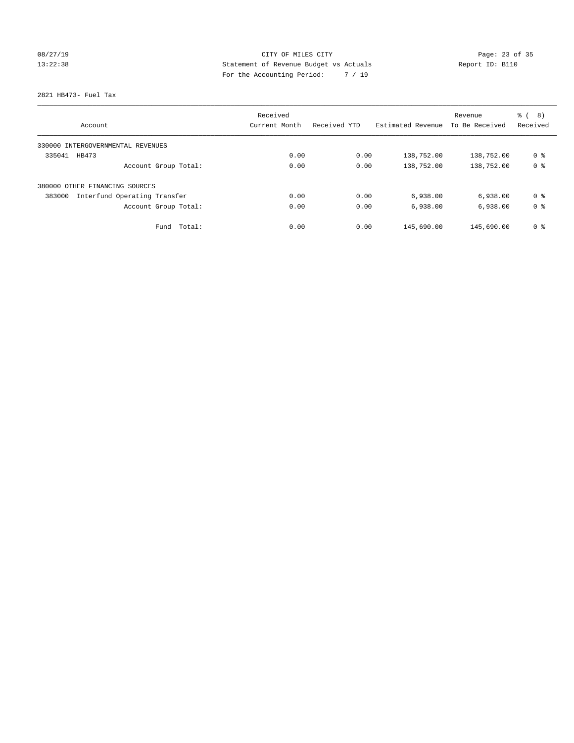CITY OF MILES CITY
Statement of Revenue Budget vs Actuals
For the Accounting Period: 7 / 19

08/27/19
13:22:38

Report ID: B110

2821 HB473- Fuel Tax

| Account | Received Current Month | Received YTD | Estimated Revenue | Revenue To Be Received | % ( 8) Received |
|---|---|---|---|---|---|
| 330000 INTERGOVERNMENTAL REVENUES | | | | | |
| 335041 HB473 | 0.00 | 0.00 | 138,752.00 | 138,752.00 | 0 % |
| Account Group Total: | 0.00 | 0.00 | 138,752.00 | 138,752.00 | 0 % |
| 380000 OTHER FINANCING SOURCES | | | | | |
| 383000 Interfund Operating Transfer | 0.00 | 0.00 | 6,938.00 | 6,938.00 | 0 % |
| Account Group Total: | 0.00 | 0.00 | 6,938.00 | 6,938.00 | 0 % |
| Fund Total: | 0.00 | 0.00 | 145,690.00 | 145,690.00 | 0 % |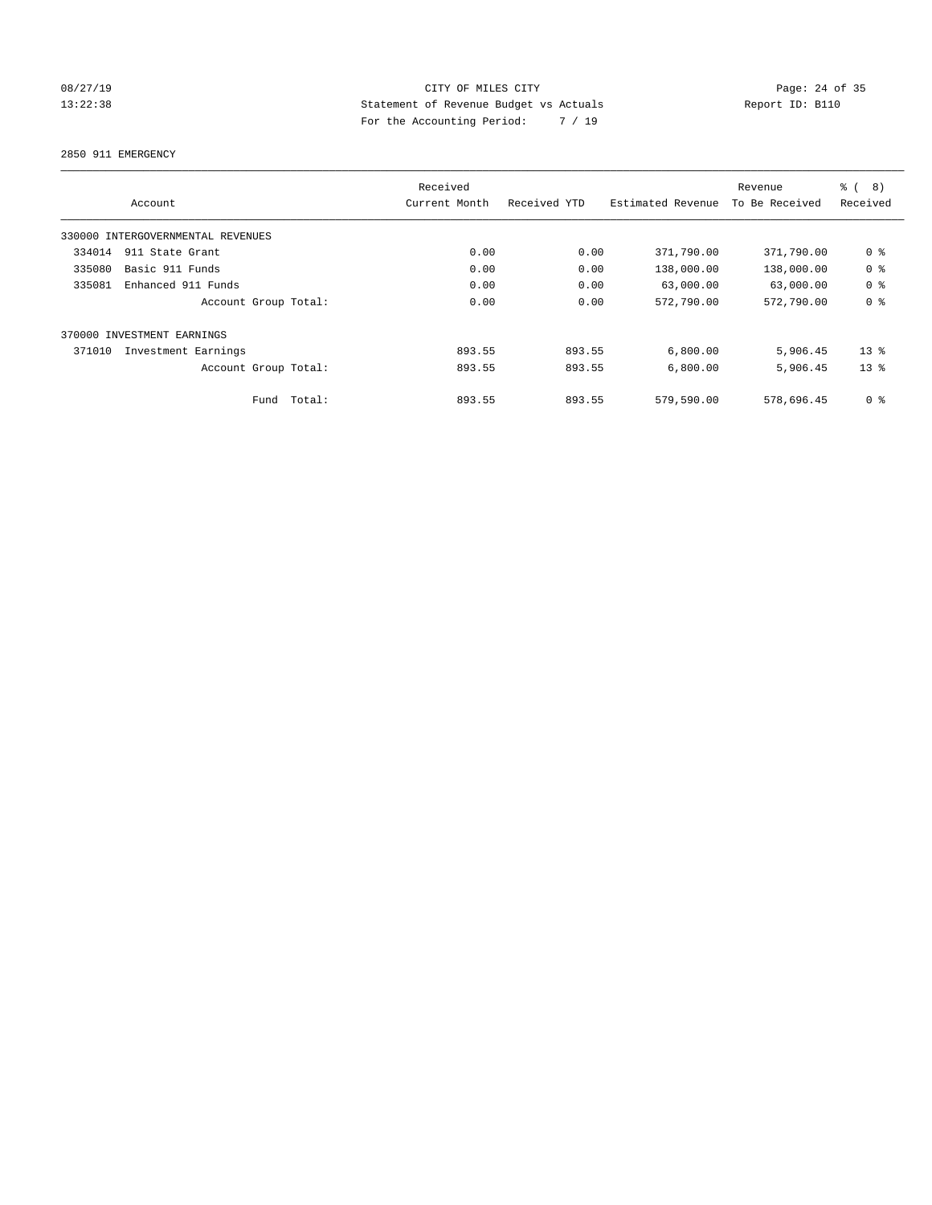CITY OF MILES CITY
Statement of Revenue Budget vs Actuals
For the Accounting Period: 7 / 19

08/27/19
13:22:38

Report ID: B110

2850 911 EMERGENCY

| Account | Received Current Month | Received YTD | Estimated Revenue | Revenue To Be Received | % ( 8) Received |
|---|---|---|---|---|---|
| 330000 INTERGOVERNMENTAL REVENUES | | | | | |
| 334014 911 State Grant | 0.00 | 0.00 | 371,790.00 | 371,790.00 | 0 % |
| 335080 Basic 911 Funds | 0.00 | 0.00 | 138,000.00 | 138,000.00 | 0 % |
| 335081 Enhanced 911 Funds | 0.00 | 0.00 | 63,000.00 | 63,000.00 | 0 % |
| Account Group Total: | 0.00 | 0.00 | 572,790.00 | 572,790.00 | 0 % |
| 370000 INVESTMENT EARNINGS | | | | | |
| 371010 Investment Earnings | 893.55 | 893.55 | 6,800.00 | 5,906.45 | 13 % |
| Account Group Total: | 893.55 | 893.55 | 6,800.00 | 5,906.45 | 13 % |
| Fund Total: | 893.55 | 893.55 | 579,590.00 | 578,696.45 | 0 % |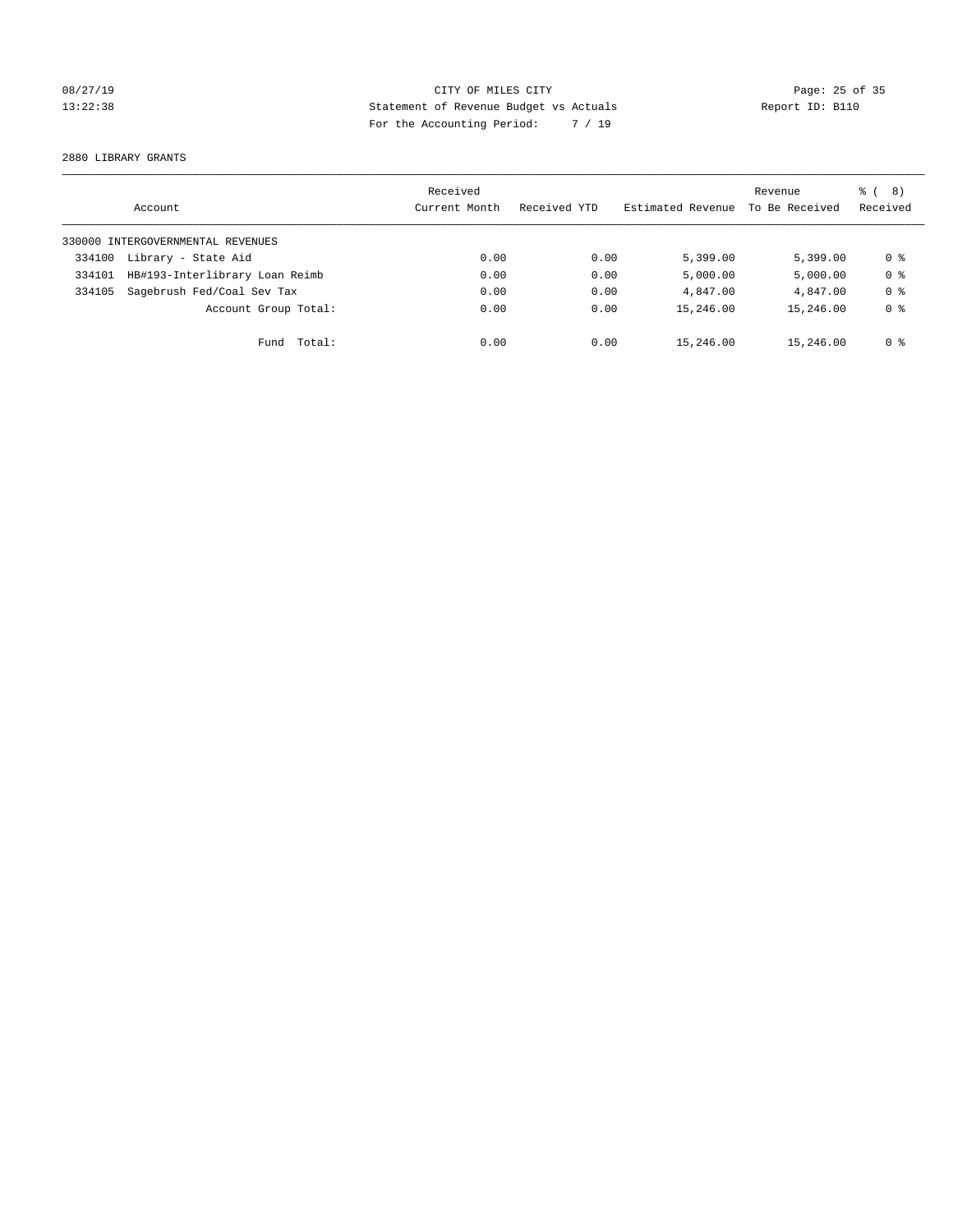CITY OF MILES CITY
Statement of Revenue Budget vs Actuals
For the Accounting Period: 7 / 19

08/27/19
13:22:38

Report ID: B110

2880 LIBRARY GRANTS

| Account | Received Current Month | Received YTD | Estimated Revenue | Revenue To Be Received | % ( 8) Received |
|---|---|---|---|---|---|
| 330000 INTERGOVERNMENTAL REVENUES | | | | | |
| 334100 Library - State Aid | 0.00 | 0.00 | 5,399.00 | 5,399.00 | 0 % |
| 334101 HB#193-Interlibrary Loan Reimb | 0.00 | 0.00 | 5,000.00 | 5,000.00 | 0 % |
| 334105 Sagebrush Fed/Coal Sev Tax | 0.00 | 0.00 | 4,847.00 | 4,847.00 | 0 % |
| Account Group Total: | 0.00 | 0.00 | 15,246.00 | 15,246.00 | 0 % |
| Fund Total: | 0.00 | 0.00 | 15,246.00 | 15,246.00 | 0 % |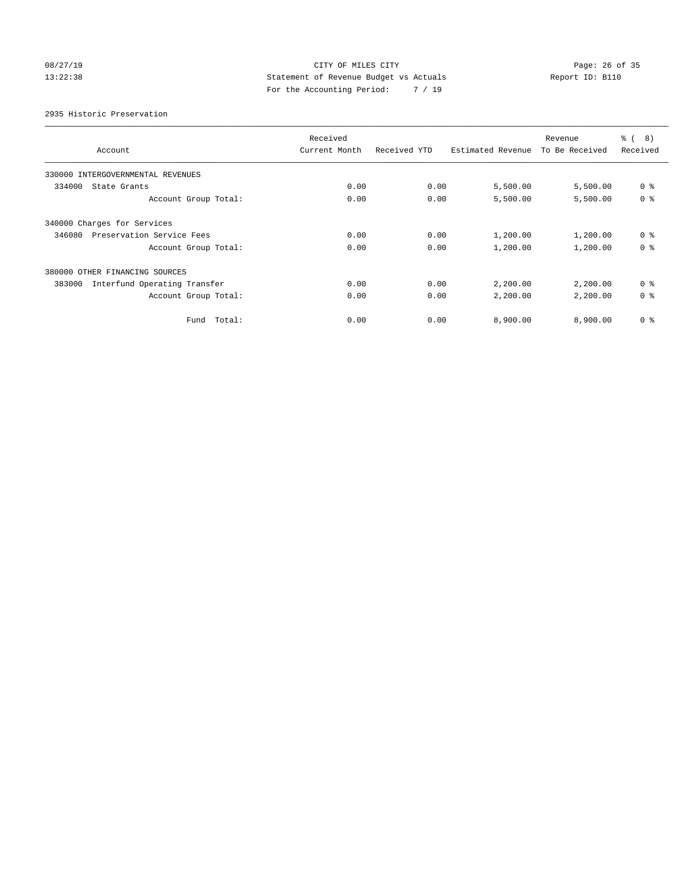CITY OF MILES CITY
Statement of Revenue Budget vs Actuals
For the Accounting Period: 7 / 19

08/27/19
13:22:38

Report ID: B110

2935 Historic Preservation

| Account | Received Current Month | Received YTD | Estimated Revenue | Revenue To Be Received | % ( 8) Received |
|---|---|---|---|---|---|
| 330000 INTERGOVERNMENTAL REVENUES | | | | | |
| 334000 State Grants | 0.00 | 0.00 | 5,500.00 | 5,500.00 | 0 % |
| Account Group Total: | 0.00 | 0.00 | 5,500.00 | 5,500.00 | 0 % |
| 340000 Charges for Services | | | | | |
| 346080 Preservation Service Fees | 0.00 | 0.00 | 1,200.00 | 1,200.00 | 0 % |
| Account Group Total: | 0.00 | 0.00 | 1,200.00 | 1,200.00 | 0 % |
| 380000 OTHER FINANCING SOURCES | | | | | |
| 383000 Interfund Operating Transfer | 0.00 | 0.00 | 2,200.00 | 2,200.00 | 0 % |
| Account Group Total: | 0.00 | 0.00 | 2,200.00 | 2,200.00 | 0 % |
| Fund Total: | 0.00 | 0.00 | 8,900.00 | 8,900.00 | 0 % |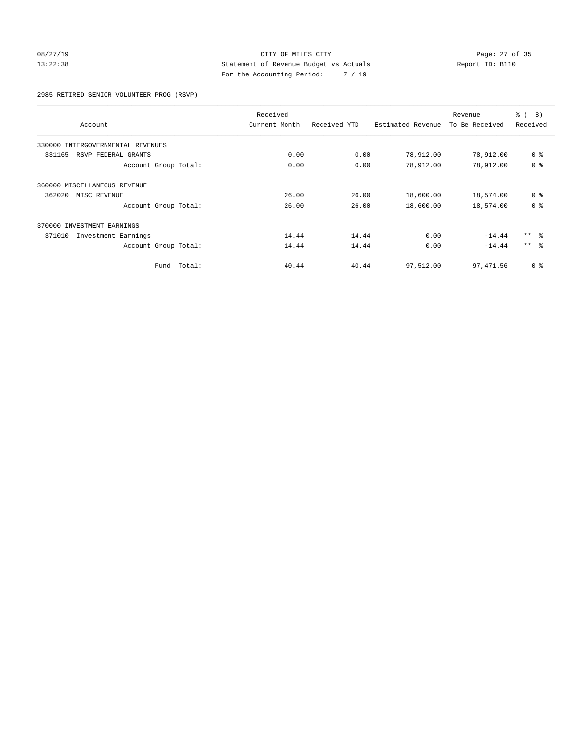CITY OF MILES CITY
Statement of Revenue Budget vs Actuals
For the Accounting Period: 7 / 19

08/27/19
13:22:38

Report ID: B110

2985 RETIRED SENIOR VOLUNTEER PROG (RSVP)

| Account | Received Current Month | Received YTD | Estimated Revenue | Revenue To Be Received | % ( 8) Received |
|---|---|---|---|---|---|
| 330000 INTERGOVERNMENTAL REVENUES | | | | | |
| 331165 RSVP FEDERAL GRANTS | 0.00 | 0.00 | 78,912.00 | 78,912.00 | 0 % |
| Account Group Total: | 0.00 | 0.00 | 78,912.00 | 78,912.00 | 0 % |
| 360000 MISCELLANEOUS REVENUE | | | | | |
| 362020 MISC REVENUE | 26.00 | 26.00 | 18,600.00 | 18,574.00 | 0 % |
| Account Group Total: | 26.00 | 26.00 | 18,600.00 | 18,574.00 | 0 % |
| 370000 INVESTMENT EARNINGS | | | | | |
| 371010 Investment Earnings | 14.44 | 14.44 | 0.00 | -14.44 | ** % |
| Account Group Total: | 14.44 | 14.44 | 0.00 | -14.44 | ** % |
| Fund Total: | 40.44 | 40.44 | 97,512.00 | 97,471.56 | 0 % |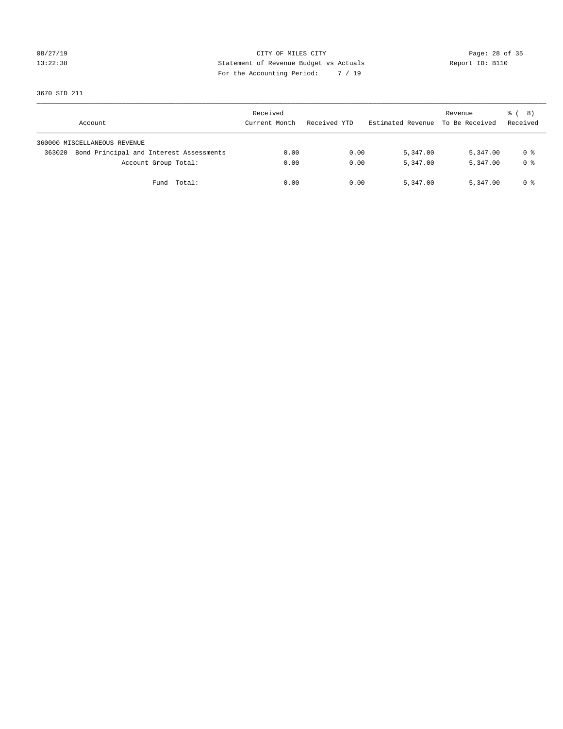CITY OF MILES CITY
Statement of Revenue Budget vs Actuals
For the Accounting Period: 7 / 19

08/27/19
13:22:38

Report ID: B110

3670 SID 211

| Account | Received Current Month | Received YTD | Estimated Revenue | Revenue To Be Received | % ( 8) Received |
|---|---|---|---|---|---|
| 360000 MISCELLANEOUS REVENUE | | | | | |
| 363020 Bond Principal and Interest Assessments | 0.00 | 0.00 | 5,347.00 | 5,347.00 | 0 % |
| Account Group Total: | 0.00 | 0.00 | 5,347.00 | 5,347.00 | 0 % |
| Fund Total: | 0.00 | 0.00 | 5,347.00 | 5,347.00 | 0 % |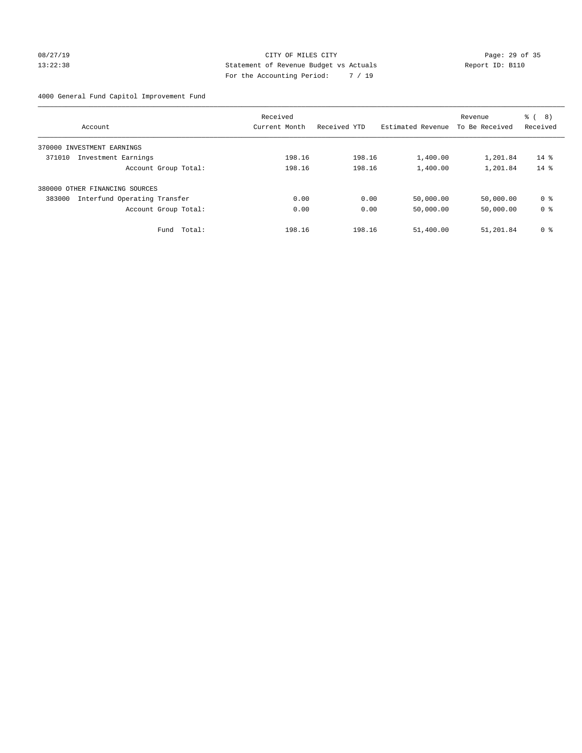CITY OF MILES CITY
Statement of Revenue Budget vs Actuals
For the Accounting Period: 7 / 19

08/27/19
13:22:38

Report ID: B110

4000 General Fund Capitol Improvement Fund

| Account | Received Current Month | Received YTD | Estimated Revenue | Revenue To Be Received | % ( 8) Received |
|---|---|---|---|---|---|
| 370000 INVESTMENT EARNINGS | | | | | |
| 371010 Investment Earnings | 198.16 | 198.16 | 1,400.00 | 1,201.84 | 14 % |
| Account Group Total: | 198.16 | 198.16 | 1,400.00 | 1,201.84 | 14 % |
| 380000 OTHER FINANCING SOURCES | | | | | |
| 383000 Interfund Operating Transfer | 0.00 | 0.00 | 50,000.00 | 50,000.00 | 0 % |
| Account Group Total: | 0.00 | 0.00 | 50,000.00 | 50,000.00 | 0 % |
| Fund Total: | 198.16 | 198.16 | 51,400.00 | 51,201.84 | 0 % |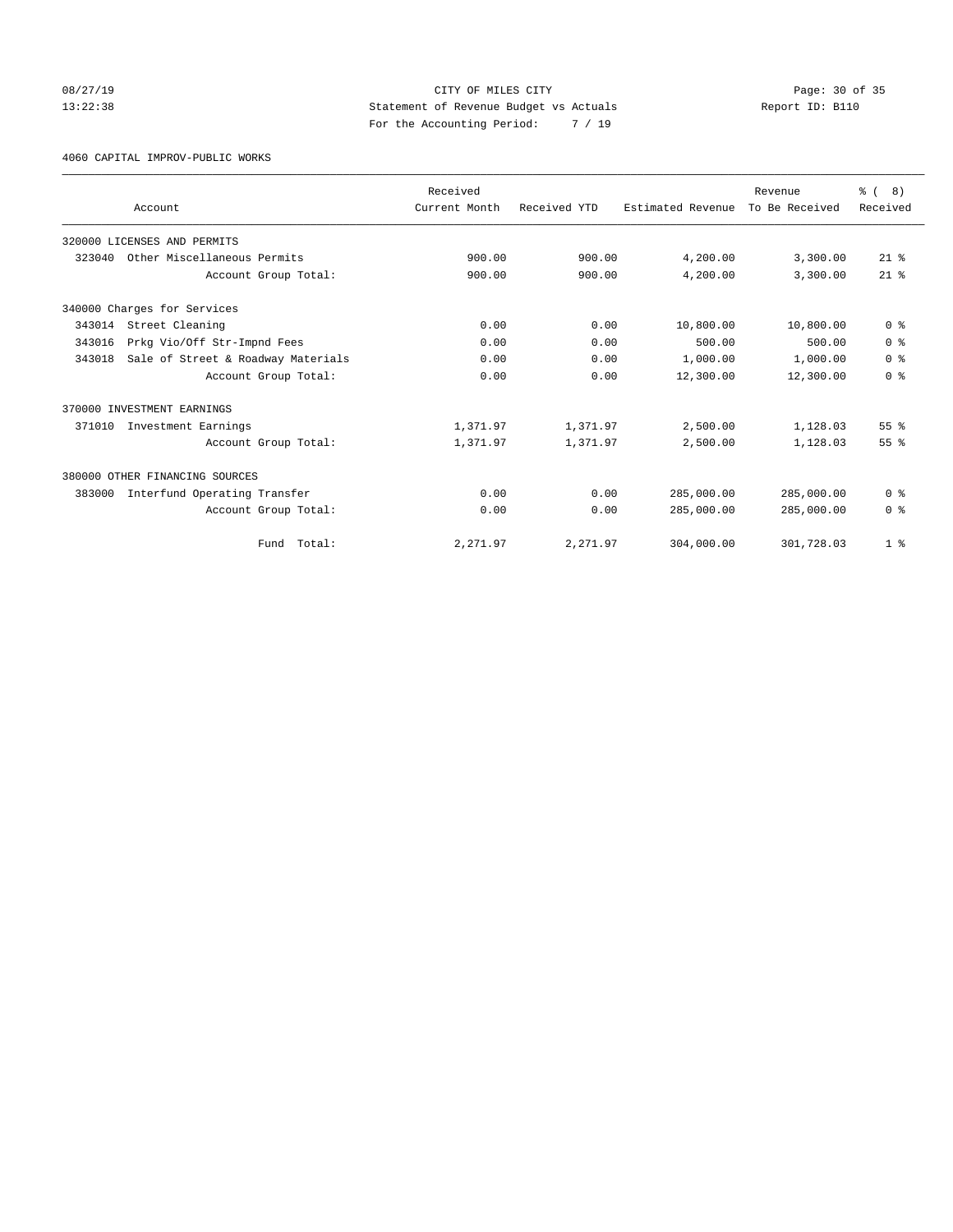CITY OF MILES CITY
Statement of Revenue Budget vs Actuals
For the Accounting Period: 7 / 19

08/27/19
13:22:38

Report ID: B110

4060 CAPITAL IMPROV-PUBLIC WORKS

| Account | Received Current Month | Received YTD | Estimated Revenue | Revenue To Be Received | % ( 8) Received |
|---|---|---|---|---|---|
| 320000 LICENSES AND PERMITS | | | | | |
| 323040 Other Miscellaneous Permits | 900.00 | 900.00 | 4,200.00 | 3,300.00 | 21 % |
| Account Group Total: | 900.00 | 900.00 | 4,200.00 | 3,300.00 | 21 % |
| 340000 Charges for Services | | | | | |
| 343014 Street Cleaning | 0.00 | 0.00 | 10,800.00 | 10,800.00 | 0 % |
| 343016 Prkg Vio/Off Str-Impnd Fees | 0.00 | 0.00 | 500.00 | 500.00 | 0 % |
| 343018 Sale of Street & Roadway Materials | 0.00 | 0.00 | 1,000.00 | 1,000.00 | 0 % |
| Account Group Total: | 0.00 | 0.00 | 12,300.00 | 12,300.00 | 0 % |
| 370000 INVESTMENT EARNINGS | | | | | |
| 371010 Investment Earnings | 1,371.97 | 1,371.97 | 2,500.00 | 1,128.03 | 55 % |
| Account Group Total: | 1,371.97 | 1,371.97 | 2,500.00 | 1,128.03 | 55 % |
| 380000 OTHER FINANCING SOURCES | | | | | |
| 383000 Interfund Operating Transfer | 0.00 | 0.00 | 285,000.00 | 285,000.00 | 0 % |
| Account Group Total: | 0.00 | 0.00 | 285,000.00 | 285,000.00 | 0 % |
| Fund Total: | 2,271.97 | 2,271.97 | 304,000.00 | 301,728.03 | 1 % |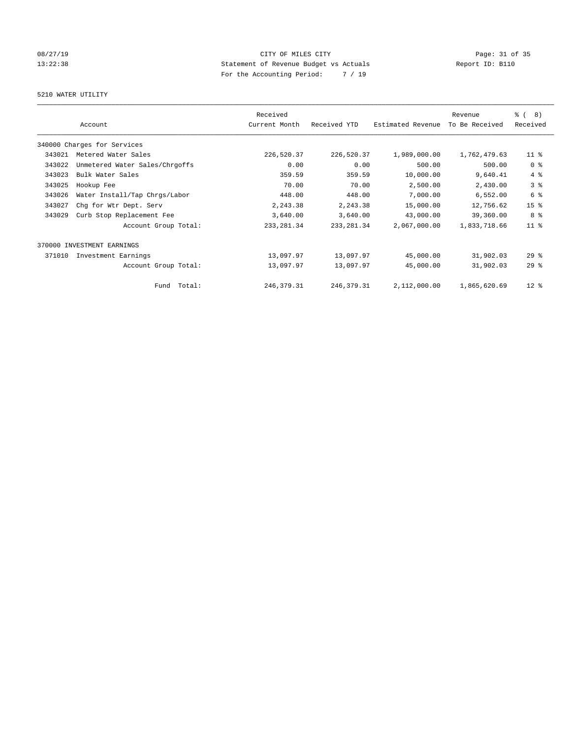08/27/19 CITY OF MILES CITY
13:22:38 Statement of Revenue Budget vs Actuals Report ID: B110
For the Accounting Period: 7 / 19

5210 WATER UTILITY

| Account | | Received Current Month | Received YTD | Estimated Revenue | Revenue To Be Received | % ( 8) Received |
|---|---|---|---|---|---|---|
| 340000 Charges for Services | | | | | | |
| 343021 | Metered Water Sales | 226,520.37 | 226,520.37 | 1,989,000.00 | 1,762,479.63 | 11 % |
| 343022 | Unmetered Water Sales/Chrgoffs | 0.00 | 0.00 | 500.00 | 500.00 | 0 % |
| 343023 | Bulk Water Sales | 359.59 | 359.59 | 10,000.00 | 9,640.41 | 4 % |
| 343025 | Hookup Fee | 70.00 | 70.00 | 2,500.00 | 2,430.00 | 3 % |
| 343026 | Water Install/Tap Chrgs/Labor | 448.00 | 448.00 | 7,000.00 | 6,552.00 | 6 % |
| 343027 | Chg for Wtr Dept. Serv | 2,243.38 | 2,243.38 | 15,000.00 | 12,756.62 | 15 % |
| 343029 | Curb Stop Replacement Fee | 3,640.00 | 3,640.00 | 43,000.00 | 39,360.00 | 8 % |
| | Account Group Total: | 233,281.34 | 233,281.34 | 2,067,000.00 | 1,833,718.66 | 11 % |
| 370000 INVESTMENT EARNINGS | | | | | | |
| 371010 | Investment Earnings | 13,097.97 | 13,097.97 | 45,000.00 | 31,902.03 | 29 % |
| | Account Group Total: | 13,097.97 | 13,097.97 | 45,000.00 | 31,902.03 | 29 % |
| | Fund Total: | 246,379.31 | 246,379.31 | 2,112,000.00 | 1,865,620.69 | 12 % |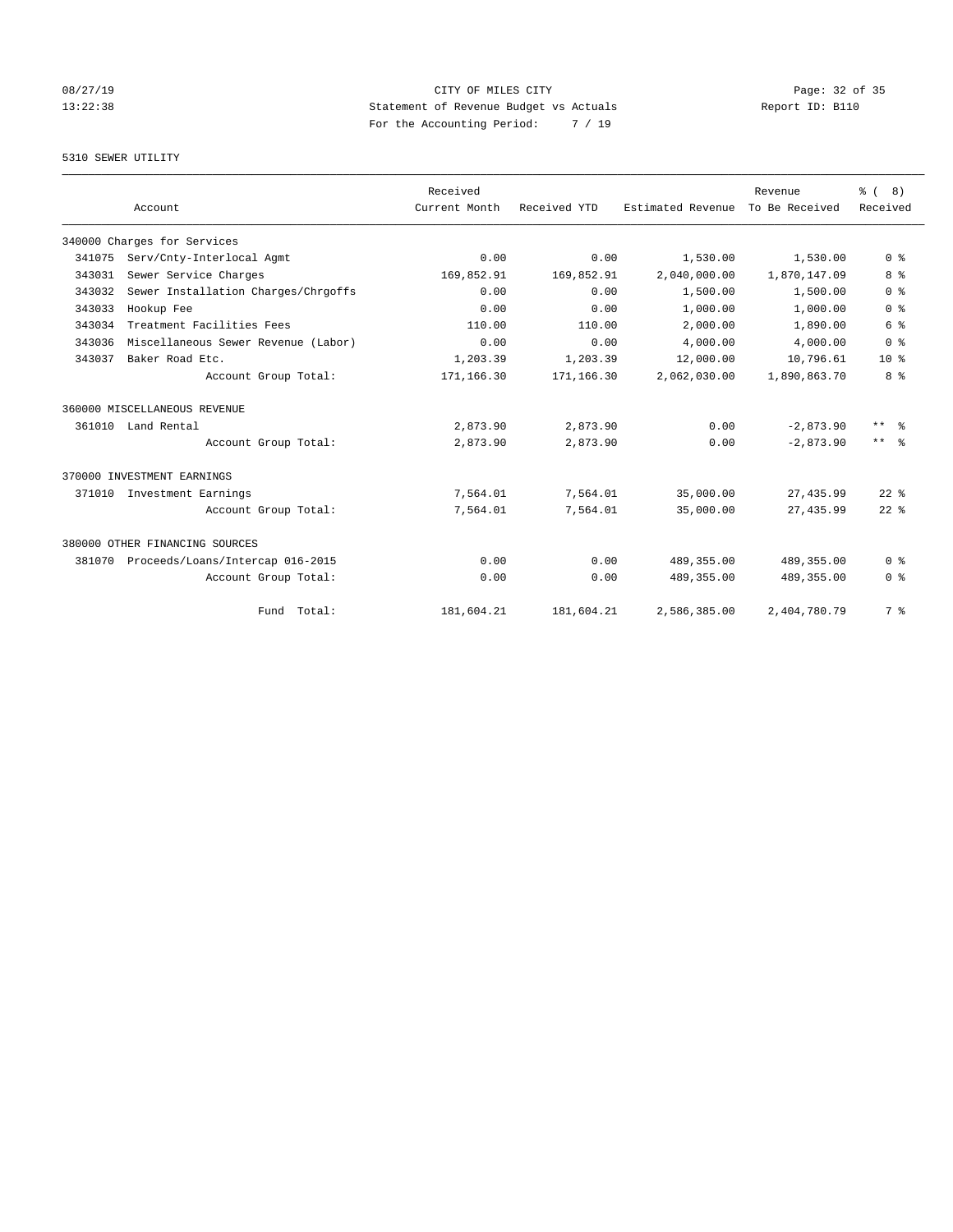CITY OF MILES CITY
Statement of Revenue Budget vs Actuals
For the Accounting Period: 7 / 19

08/27/19
13:22:38

Report ID: B110

5310 SEWER UTILITY

| Account | | Received Current Month | Received YTD | Estimated Revenue | Revenue To Be Received | % ( 8) Received |
|---|---|---|---|---|---|---|
| 340000 Charges for Services | | | | | | |
| 341075 | Serv/Cnty-Interlocal Agmt | 0.00 | 0.00 | 1,530.00 | 1,530.00 | 0 % |
| 343031 | Sewer Service Charges | 169,852.91 | 169,852.91 | 2,040,000.00 | 1,870,147.09 | 8 % |
| 343032 | Sewer Installation Charges/Chrgoffs | 0.00 | 0.00 | 1,500.00 | 1,500.00 | 0 % |
| 343033 | Hookup Fee | 0.00 | 0.00 | 1,000.00 | 1,000.00 | 0 % |
| 343034 | Treatment Facilities Fees | 110.00 | 110.00 | 2,000.00 | 1,890.00 | 6 % |
| 343036 | Miscellaneous Sewer Revenue (Labor) | 0.00 | 0.00 | 4,000.00 | 4,000.00 | 0 % |
| 343037 | Baker Road Etc. | 1,203.39 | 1,203.39 | 12,000.00 | 10,796.61 | 10 % |
| | Account Group Total: | 171,166.30 | 171,166.30 | 2,062,030.00 | 1,890,863.70 | 8 % |
| 360000 MISCELLANEOUS REVENUE | | | | | | |
| 361010 | Land Rental | 2,873.90 | 2,873.90 | 0.00 | -2,873.90 | ** % |
| | Account Group Total: | 2,873.90 | 2,873.90 | 0.00 | -2,873.90 | ** % |
| 370000 INVESTMENT EARNINGS | | | | | | |
| 371010 | Investment Earnings | 7,564.01 | 7,564.01 | 35,000.00 | 27,435.99 | 22 % |
| | Account Group Total: | 7,564.01 | 7,564.01 | 35,000.00 | 27,435.99 | 22 % |
| 380000 OTHER FINANCING SOURCES | | | | | | |
| 381070 | Proceeds/Loans/Intercap 016-2015 | 0.00 | 0.00 | 489,355.00 | 489,355.00 | 0 % |
| | Account Group Total: | 0.00 | 0.00 | 489,355.00 | 489,355.00 | 0 % |
| | Fund Total: | 181,604.21 | 181,604.21 | 2,586,385.00 | 2,404,780.79 | 7 % |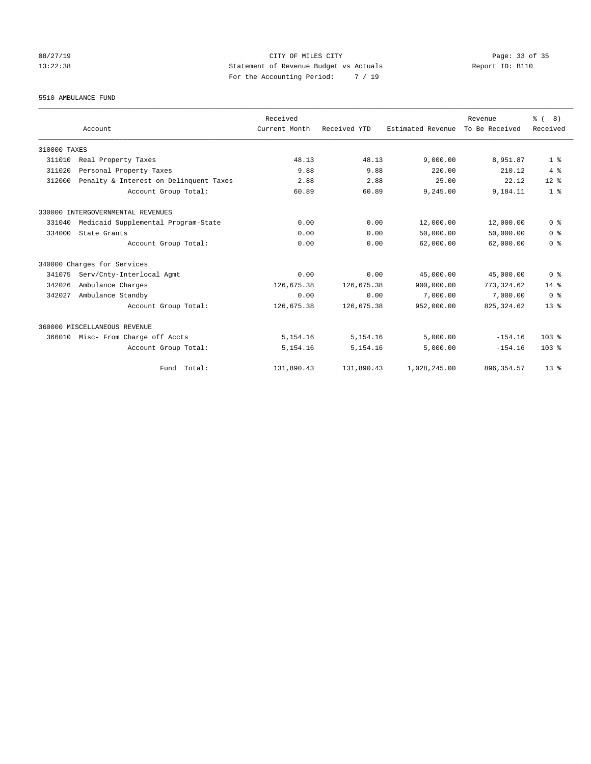CITY OF MILES CITY
Statement of Revenue Budget vs Actuals
For the Accounting Period: 7 / 19

08/27/19
13:22:38

Report ID: B110

5510 AMBULANCE FUND

| Account | Received Current Month | Received YTD | Estimated Revenue | Revenue To Be Received | % ( 8) Received |
|---|---|---|---|---|---|
| 310000 TAXES | | | | | |
| 311010 Real Property Taxes | 48.13 | 48.13 | 9,000.00 | 8,951.87 | 1 % |
| 311020 Personal Property Taxes | 9.88 | 9.88 | 220.00 | 210.12 | 4 % |
| 312000 Penalty & Interest on Delinquent Taxes | 2.88 | 2.88 | 25.00 | 22.12 | 12 % |
| Account Group Total: | 60.89 | 60.89 | 9,245.00 | 9,184.11 | 1 % |
| 330000 INTERGOVERNMENTAL REVENUES | | | | | |
| 331040 Medicaid Supplemental Program-State | 0.00 | 0.00 | 12,000.00 | 12,000.00 | 0 % |
| 334000 State Grants | 0.00 | 0.00 | 50,000.00 | 50,000.00 | 0 % |
| Account Group Total: | 0.00 | 0.00 | 62,000.00 | 62,000.00 | 0 % |
| 340000 Charges for Services | | | | | |
| 341075 Serv/Cnty-Interlocal Agmt | 0.00 | 0.00 | 45,000.00 | 45,000.00 | 0 % |
| 342026 Ambulance Charges | 126,675.38 | 126,675.38 | 900,000.00 | 773,324.62 | 14 % |
| 342027 Ambulance Standby | 0.00 | 0.00 | 7,000.00 | 7,000.00 | 0 % |
| Account Group Total: | 126,675.38 | 126,675.38 | 952,000.00 | 825,324.62 | 13 % |
| 360000 MISCELLANEOUS REVENUE | | | | | |
| 366010 Misc- From Charge off Accts | 5,154.16 | 5,154.16 | 5,000.00 | -154.16 | 103 % |
| Account Group Total: | 5,154.16 | 5,154.16 | 5,000.00 | -154.16 | 103 % |
| Fund Total: | 131,890.43 | 131,890.43 | 1,028,245.00 | 896,354.57 | 13 % |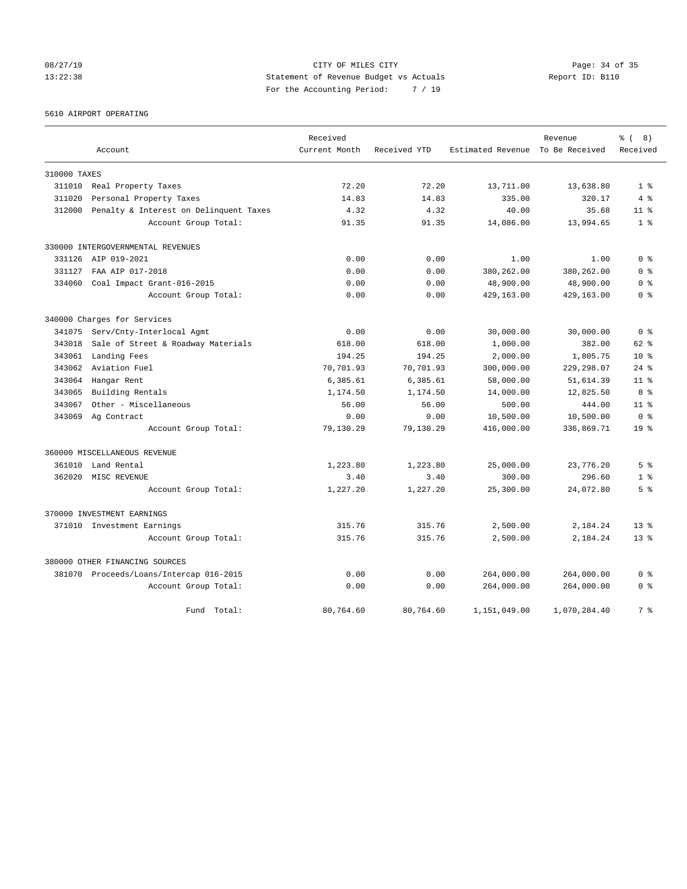CITY OF MILES CITY
Statement of Revenue Budget vs Actuals
For the Accounting Period: 7 / 19

08/27/19
13:22:38

Report ID: B110

5610 AIRPORT OPERATING

| Account | | Received Current Month | Received YTD | Estimated Revenue | Revenue To Be Received | % ( 8) Received |
|---|---|---|---|---|---|---|
| 310000 TAXES | | | | | | |
| 311010 | Real Property Taxes | 72.20 | 72.20 | 13,711.00 | 13,638.80 | 1 % |
| 311020 | Personal Property Taxes | 14.83 | 14.83 | 335.00 | 320.17 | 4 % |
| 312000 | Penalty & Interest on Delinquent Taxes | 4.32 | 4.32 | 40.00 | 35.68 | 11 % |
| | Account Group Total: | 91.35 | 91.35 | 14,086.00 | 13,994.65 | 1 % |
| 330000 INTERGOVERNMENTAL REVENUES | | | | | | |
| 331126 | AIP 019-2021 | 0.00 | 0.00 | 1.00 | 1.00 | 0 % |
| 331127 | FAA AIP 017-2018 | 0.00 | 0.00 | 380,262.00 | 380,262.00 | 0 % |
| 334060 | Coal Impact Grant-016-2015 | 0.00 | 0.00 | 48,900.00 | 48,900.00 | 0 % |
| | Account Group Total: | 0.00 | 0.00 | 429,163.00 | 429,163.00 | 0 % |
| 340000 Charges for Services | | | | | | |
| 341075 | Serv/Cnty-Interlocal Agmt | 0.00 | 0.00 | 30,000.00 | 30,000.00 | 0 % |
| 343018 | Sale of Street & Roadway Materials | 618.00 | 618.00 | 1,000.00 | 382.00 | 62 % |
| 343061 | Landing Fees | 194.25 | 194.25 | 2,000.00 | 1,805.75 | 10 % |
| 343062 | Aviation Fuel | 70,701.93 | 70,701.93 | 300,000.00 | 229,298.07 | 24 % |
| 343064 | Hangar Rent | 6,385.61 | 6,385.61 | 58,000.00 | 51,614.39 | 11 % |
| 343065 | Building Rentals | 1,174.50 | 1,174.50 | 14,000.00 | 12,825.50 | 8 % |
| 343067 | Other - Miscellaneous | 56.00 | 56.00 | 500.00 | 444.00 | 11 % |
| 343069 | Ag Contract | 0.00 | 0.00 | 10,500.00 | 10,500.00 | 0 % |
| | Account Group Total: | 79,130.29 | 79,130.29 | 416,000.00 | 336,869.71 | 19 % |
| 360000 MISCELLANEOUS REVENUE | | | | | | |
| 361010 | Land Rental | 1,223.80 | 1,223.80 | 25,000.00 | 23,776.20 | 5 % |
| 362020 | MISC REVENUE | 3.40 | 3.40 | 300.00 | 296.60 | 1 % |
| | Account Group Total: | 1,227.20 | 1,227.20 | 25,300.00 | 24,072.80 | 5 % |
| 370000 INVESTMENT EARNINGS | | | | | | |
| 371010 | Investment Earnings | 315.76 | 315.76 | 2,500.00 | 2,184.24 | 13 % |
| | Account Group Total: | 315.76 | 315.76 | 2,500.00 | 2,184.24 | 13 % |
| 380000 OTHER FINANCING SOURCES | | | | | | |
| 381070 | Proceeds/Loans/Intercap 016-2015 | 0.00 | 0.00 | 264,000.00 | 264,000.00 | 0 % |
| | Account Group Total: | 0.00 | 0.00 | 264,000.00 | 264,000.00 | 0 % |
| | Fund Total: | 80,764.60 | 80,764.60 | 1,151,049.00 | 1,070,284.40 | 7 % |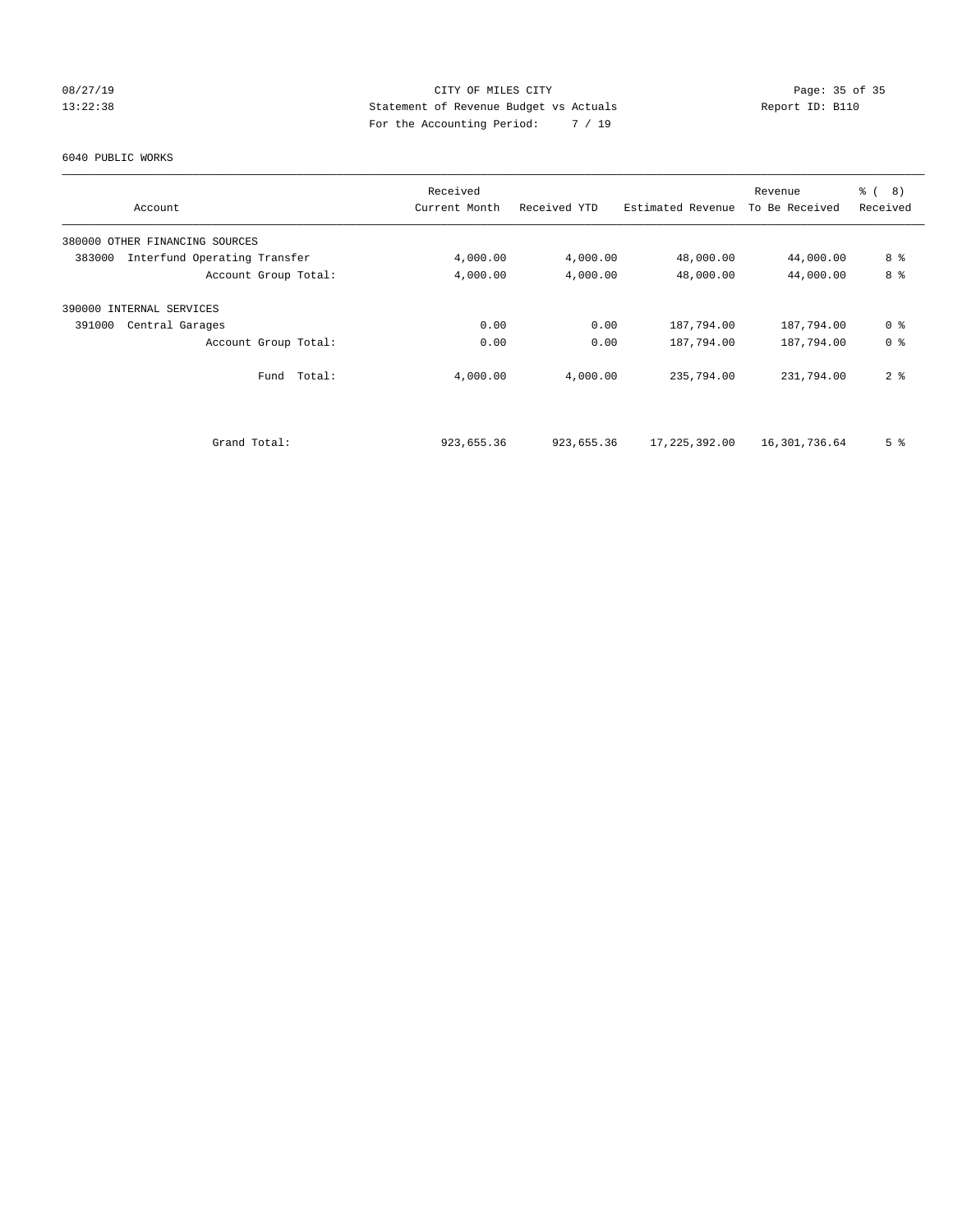CITY OF MILES CITY
Statement of Revenue Budget vs Actuals
For the Accounting Period: 7 / 19

08/27/19
13:22:38

Report ID: B110

6040 PUBLIC WORKS

| Account | Received Current Month | Received YTD | Estimated Revenue | Revenue To Be Received | % ( 8) Received |
|---|---|---|---|---|---|
| 380000 OTHER FINANCING SOURCES | | | | | |
| 383000 Interfund Operating Transfer | 4,000.00 | 4,000.00 | 48,000.00 | 44,000.00 | 8 % |
| Account Group Total: | 4,000.00 | 4,000.00 | 48,000.00 | 44,000.00 | 8 % |
| 390000 INTERNAL SERVICES | | | | | |
| 391000 Central Garages | 0.00 | 0.00 | 187,794.00 | 187,794.00 | 0 % |
| Account Group Total: | 0.00 | 0.00 | 187,794.00 | 187,794.00 | 0 % |
| Fund Total: | 4,000.00 | 4,000.00 | 235,794.00 | 231,794.00 | 2 % |
| Grand Total: | 923,655.36 | 923,655.36 | 17,225,392.00 | 16,301,736.64 | 5 % |